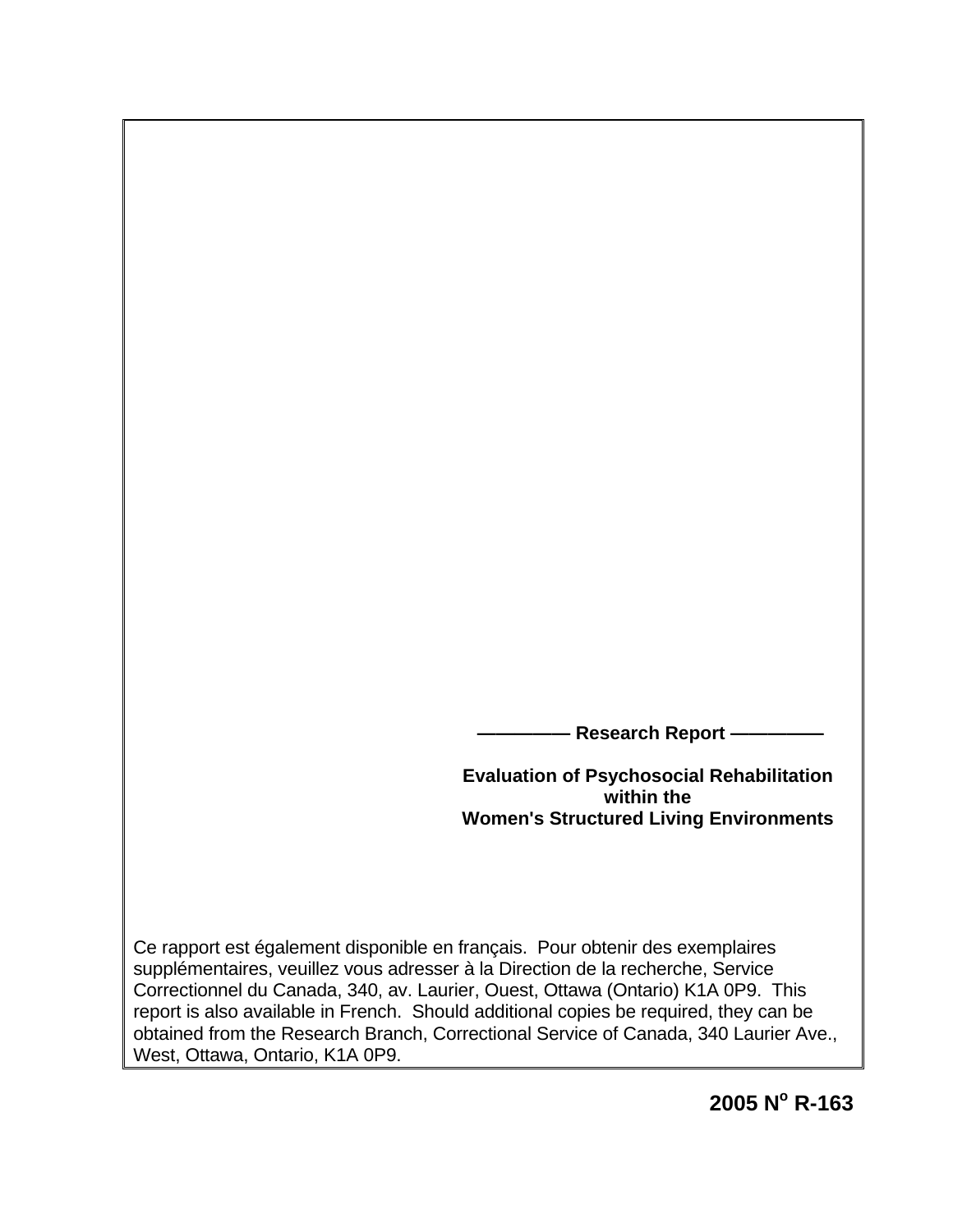————— Research Report —————

**Evaluation of Psychosocial Rehabilitation within the Women's Structured Living Environments**

Ce rapport est également disponible en français. Pour obtenir des exemplaires supplémentaires, veuillez vous adresser à la Direction de la recherche, Service Correctionnel du Canada, 340, av. Laurier, Ouest, Ottawa (Ontario) K1A 0P9. This report is also available in French. Should additional copies be required, they can be obtained from the Research Branch, Correctional Service of Canada, 340 Laurier Ave., West, Ottawa, Ontario, K1A 0P9.

**2005 N° R-163**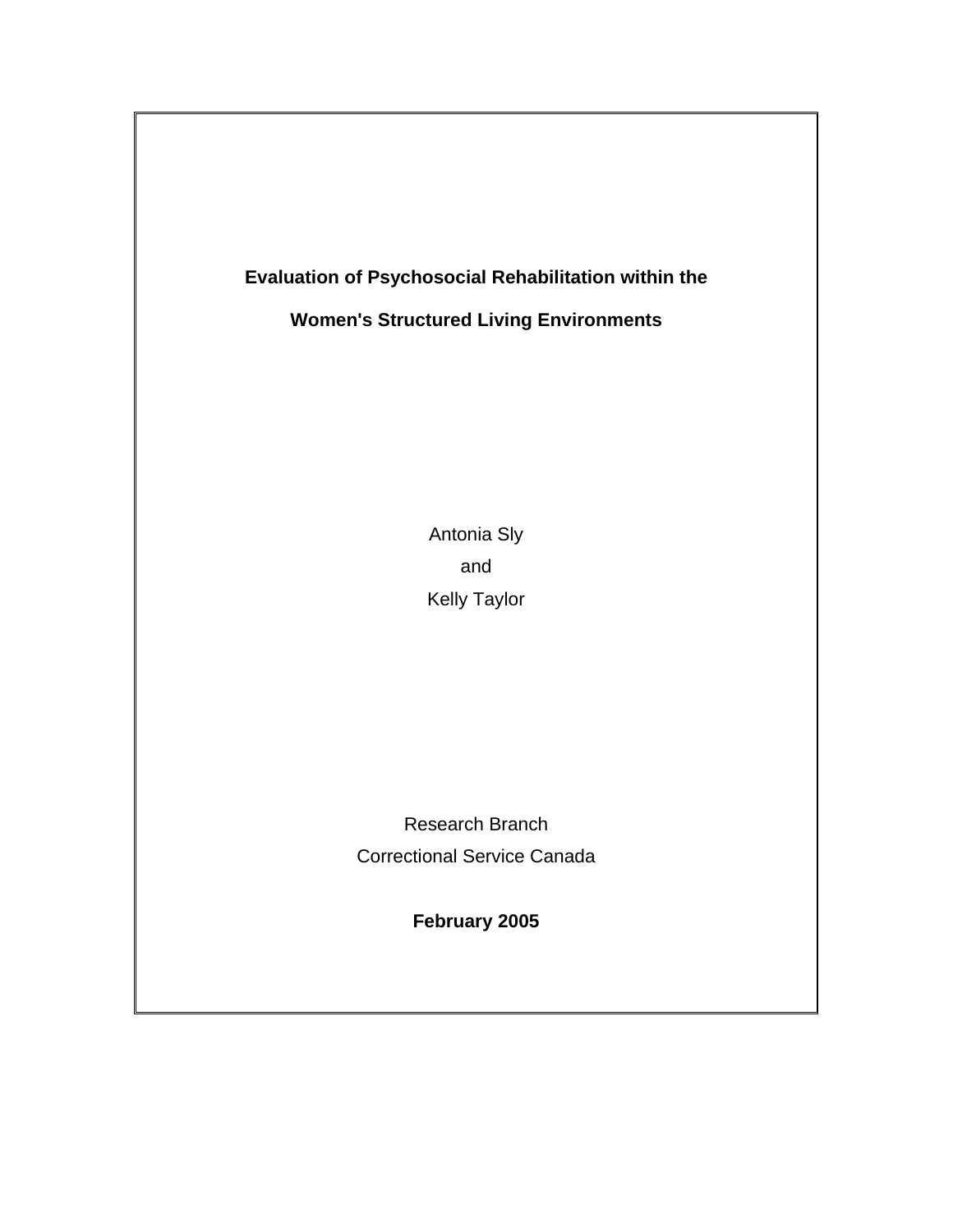**Evaluation of Psychosocial Rehabilitation within the**

**Women's Structured Living Environments**

Antonia Sly

and

Kelly Taylor

Research Branch

Correctional Service Canada

**February 2005**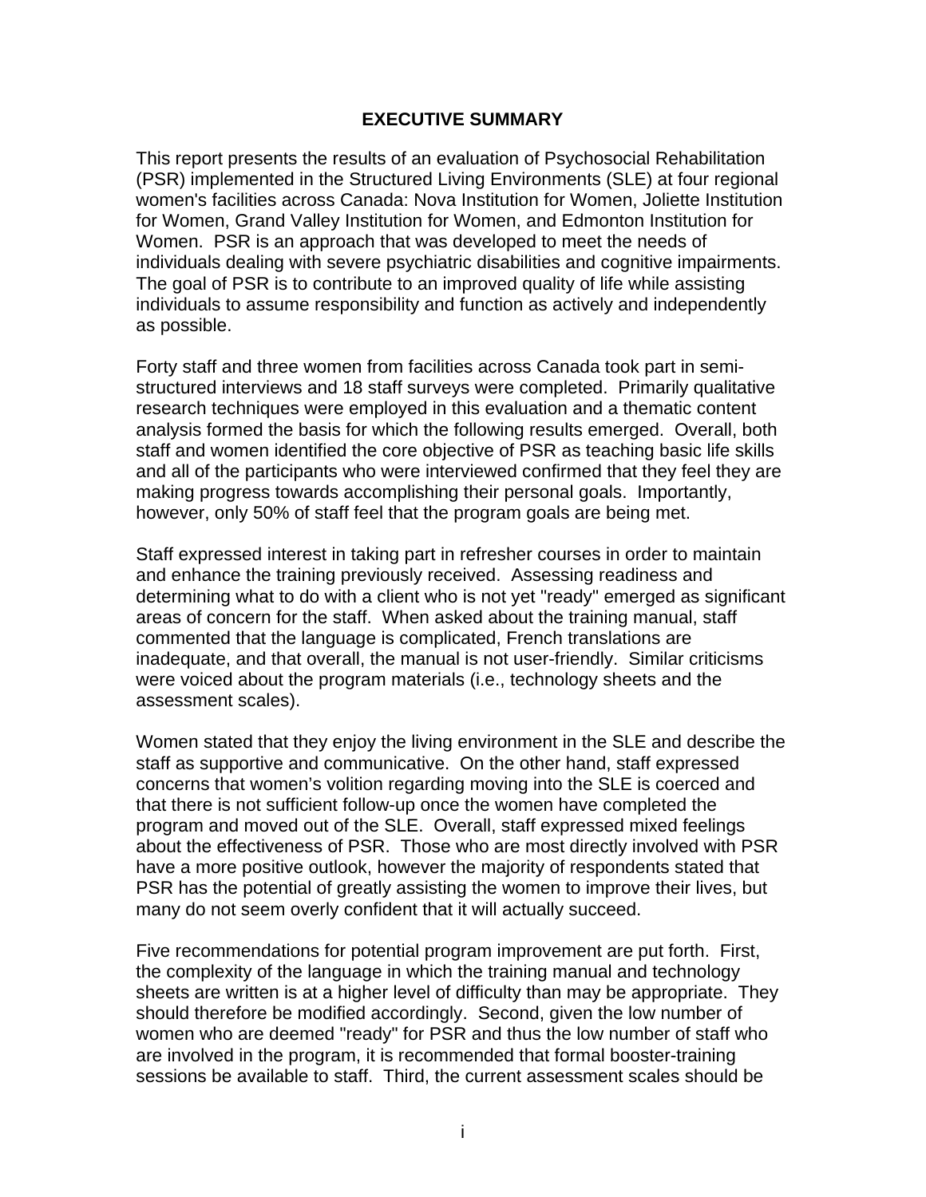## EXECUTIVE SUMMARY

This report presents the results of an evaluation of Psychosocial Rehabilitation (PSR) implemented in the Structured Living Environments (SLE) at four regional women's facilities across Canada: Nova Institution for Women, Joliette Institution for Women, Grand Valley Institution for Women, and Edmonton Institution for Women. PSR is an approach that was developed to meet the needs of individuals dealing with severe psychiatric disabilities and cognitive impairments. The goal of PSR is to contribute to an improved quality of life while assisting individuals to assume responsibility and function as actively and independently as possible.

Forty staff and three women from facilities across Canada took part in semi-structured interviews and 18 staff surveys were completed. Primarily qualitative research techniques were employed in this evaluation and a thematic content analysis formed the basis for which the following results emerged. Overall, both staff and women identified the core objective of PSR as teaching basic life skills and all of the participants who were interviewed confirmed that they feel they are making progress towards accomplishing their personal goals. Importantly, however, only 50% of staff feel that the program goals are being met.

Staff expressed interest in taking part in refresher courses in order to maintain and enhance the training previously received. Assessing readiness and determining what to do with a client who is not yet "ready" emerged as significant areas of concern for the staff. When asked about the training manual, staff commented that the language is complicated, French translations are inadequate, and that overall, the manual is not user-friendly. Similar criticisms were voiced about the program materials (i.e., technology sheets and the assessment scales).

Women stated that they enjoy the living environment in the SLE and describe the staff as supportive and communicative. On the other hand, staff expressed concerns that women's volition regarding moving into the SLE is coerced and that there is not sufficient follow-up once the women have completed the program and moved out of the SLE. Overall, staff expressed mixed feelings about the effectiveness of PSR. Those who are most directly involved with PSR have a more positive outlook, however the majority of respondents stated that PSR has the potential of greatly assisting the women to improve their lives, but many do not seem overly confident that it will actually succeed.

Five recommendations for potential program improvement are put forth. First, the complexity of the language in which the training manual and technology sheets are written is at a higher level of difficulty than may be appropriate. They should therefore be modified accordingly. Second, given the low number of women who are deemed "ready" for PSR and thus the low number of staff who are involved in the program, it is recommended that formal booster-training sessions be available to staff. Third, the current assessment scales should be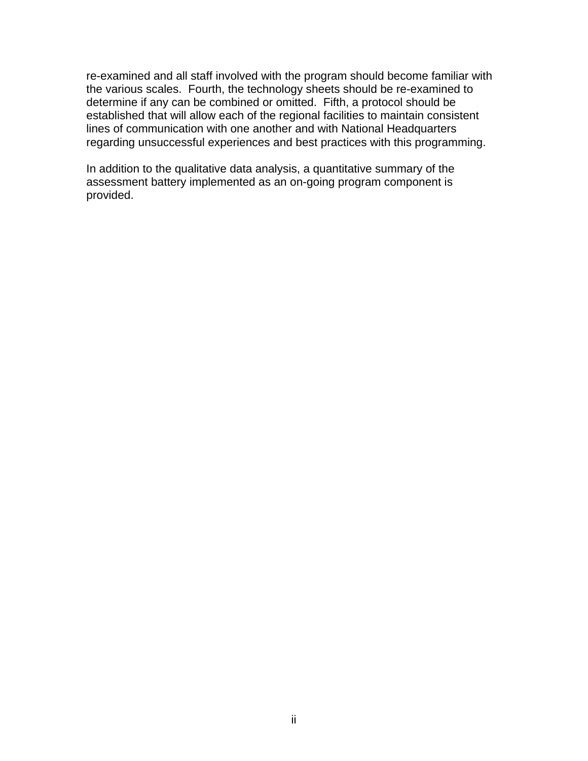re-examined and all staff involved with the program should become familiar with the various scales. Fourth, the technology sheets should be re-examined to determine if any can be combined or omitted. Fifth, a protocol should be established that will allow each of the regional facilities to maintain consistent lines of communication with one another and with National Headquarters regarding unsuccessful experiences and best practices with this programming.

In addition to the qualitative data analysis, a quantitative summary of the assessment battery implemented as an on-going program component is provided.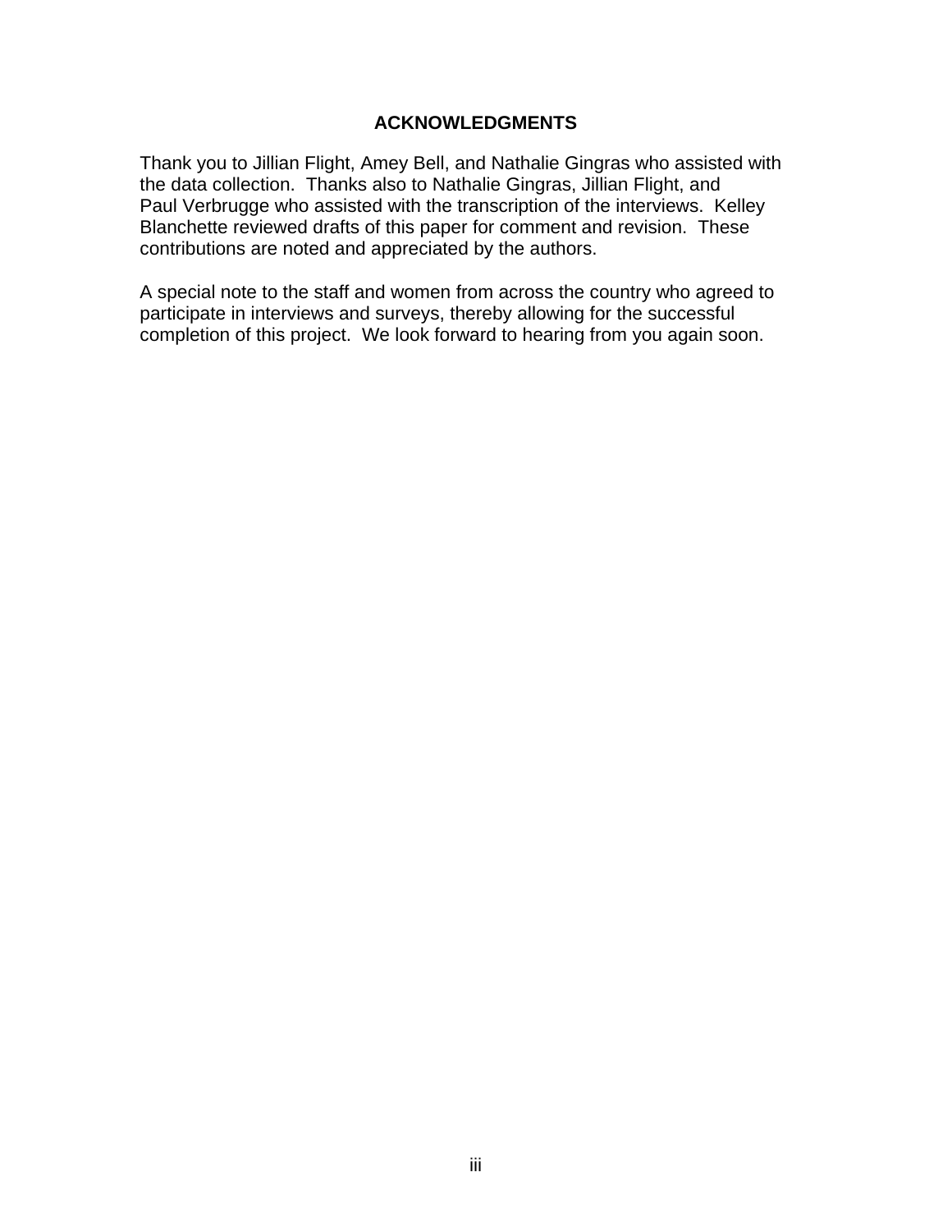# ACKNOWLEDGMENTS

Thank you to Jillian Flight, Amey Bell, and Nathalie Gingras who assisted with the data collection. Thanks also to Nathalie Gingras, Jillian Flight, and Paul Verbrugge who assisted with the transcription of the interviews. Kelley Blanchette reviewed drafts of this paper for comment and revision. These contributions are noted and appreciated by the authors.

A special note to the staff and women from across the country who agreed to participate in interviews and surveys, thereby allowing for the successful completion of this project. We look forward to hearing from you again soon.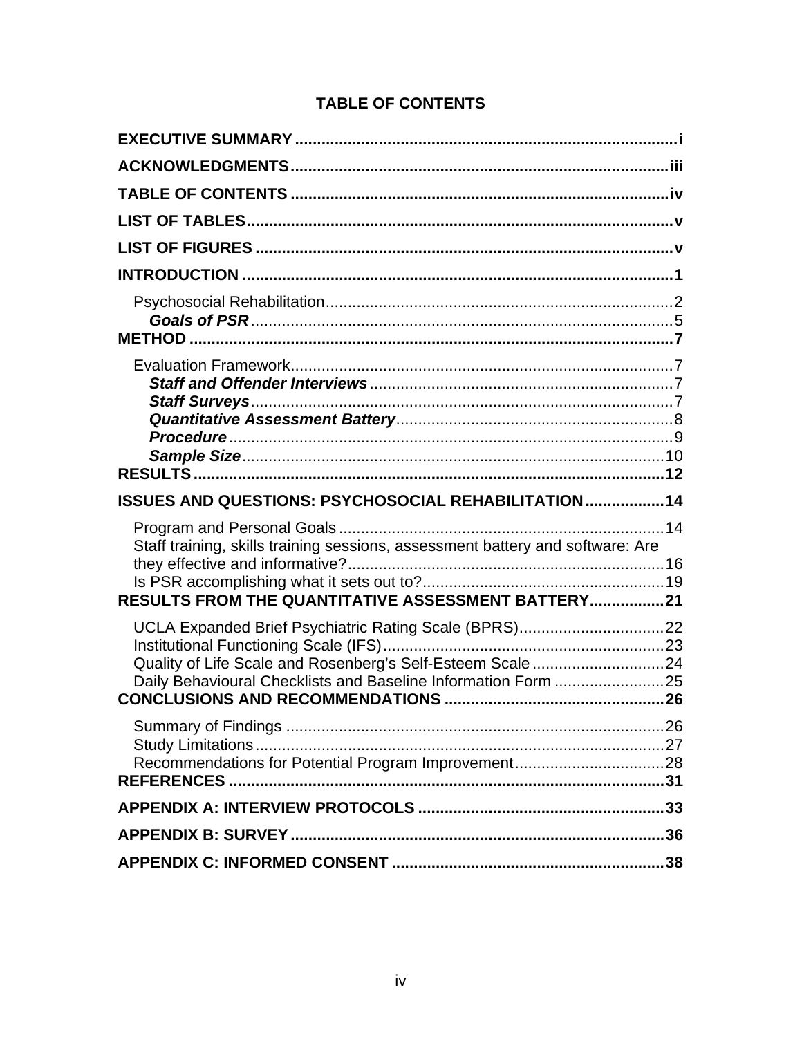# TABLE OF CONTENTS

**EXECUTIVE SUMMARY** ....................................................................................... i

**ACKNOWLEDGMENTS** ..................................................................................... iii

**TABLE OF CONTENTS** ..................................................................................... iv

**LIST OF TABLES** ................................................................................................ v

**LIST OF FIGURES** .............................................................................................. v

**INTRODUCTION** ................................................................................................. 1

- Psychosocial Rehabilitation ............................................................................... 2
  - ***Goals of PSR*** ................................................................................................ 5

**METHOD** ............................................................................................................. 7

- Evaluation Framework ....................................................................................... 7
  - ***Staff and Offender Interviews*** .................................................................... 7
  - ***Staff Surveys*** ................................................................................................ 7
  - ***Quantitative Assessment Battery*** .............................................................. 8
  - ***Procedure*** ..................................................................................................... 9
  - ***Sample Size*** ................................................................................................ 10

**RESULTS** ........................................................................................................... 12

**ISSUES AND QUESTIONS: PSYCHOSOCIAL REHABILITATION** .................. 14

- Program and Personal Goals ........................................................................... 14
- Staff training, skills training sessions, assessment battery and software: Are they effective and informative? ........................................................................ 16
- Is PSR accomplishing what it sets out to? ....................................................... 19

**RESULTS FROM THE QUANTITATIVE ASSESSMENT BATTERY** ................. 21

- UCLA Expanded Brief Psychiatric Rating Scale (BPRS) ................................. 22
- Institutional Functioning Scale (IFS) ................................................................ 23
- Quality of Life Scale and Rosenberg's Self-Esteem Scale .............................. 24
- Daily Behavioural Checklists and Baseline Information Form ......................... 25

**CONCLUSIONS AND RECOMMENDATIONS** .................................................. 26

- Summary of Findings ...................................................................................... 26
- Study Limitations ............................................................................................. 27
- Recommendations for Potential Program Improvement .................................. 28

**REFERENCES** ................................................................................................... 31

**APPENDIX A: INTERVIEW PROTOCOLS** ........................................................ 33

**APPENDIX B: SURVEY** ..................................................................................... 36

**APPENDIX C: INFORMED CONSENT** ............................................................. 38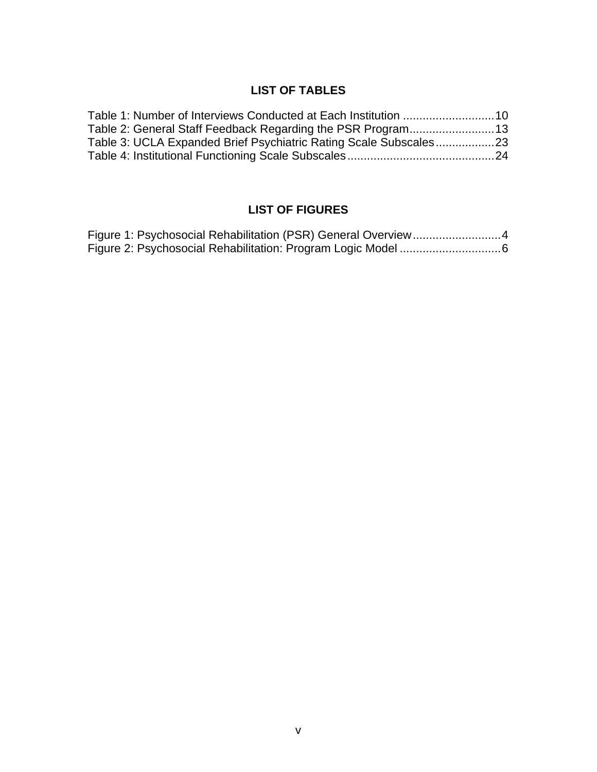## LIST OF TABLES

Table 1: Number of Interviews Conducted at Each Institution ............................10
Table 2: General Staff Feedback Regarding the PSR Program..........................13
Table 3: UCLA Expanded Brief Psychiatric Rating Scale Subscales..................23
Table 4: Institutional Functioning Scale Subscales.............................................24

## LIST OF FIGURES

Figure 1: Psychosocial Rehabilitation (PSR) General Overview...........................4
Figure 2: Psychosocial Rehabilitation: Program Logic Model ...............................6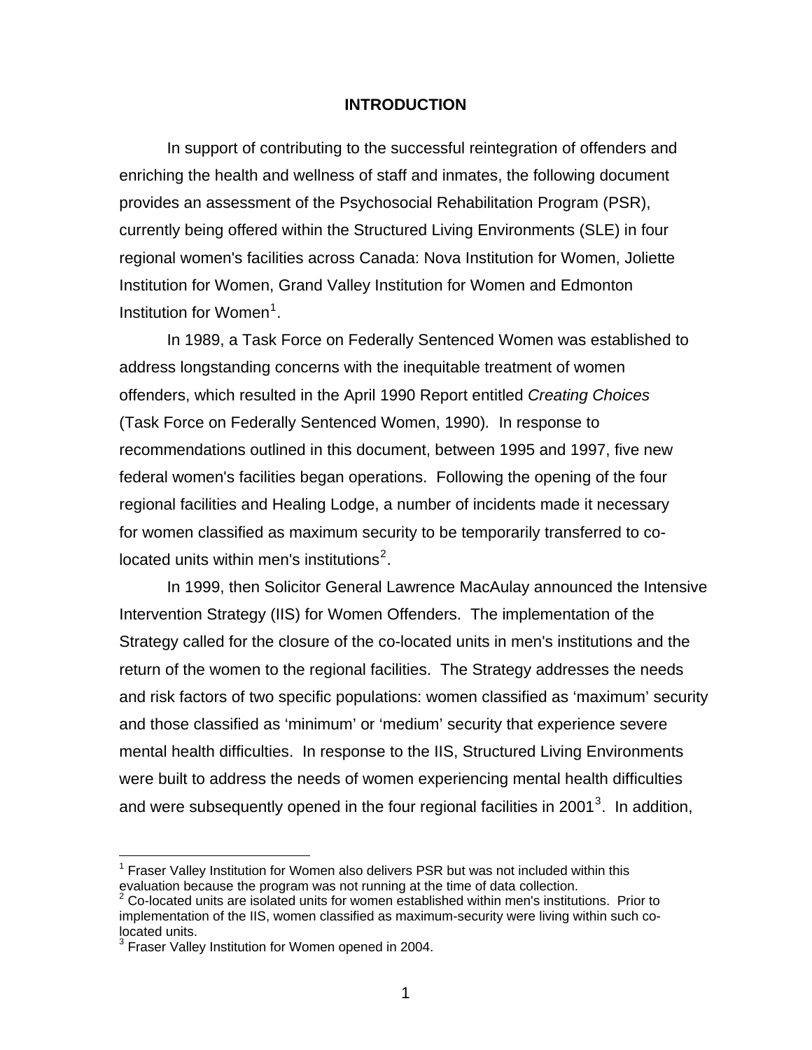# INTRODUCTION

In support of contributing to the successful reintegration of offenders and enriching the health and wellness of staff and inmates, the following document provides an assessment of the Psychosocial Rehabilitation Program (PSR), currently being offered within the Structured Living Environments (SLE) in four regional women's facilities across Canada: Nova Institution for Women, Joliette Institution for Women, Grand Valley Institution for Women and Edmonton Institution for Women[1].

In 1989, a Task Force on Federally Sentenced Women was established to address longstanding concerns with the inequitable treatment of women offenders, which resulted in the April 1990 Report entitled *Creating Choices* (Task Force on Federally Sentenced Women, 1990). In response to recommendations outlined in this document, between 1995 and 1997, five new federal women's facilities began operations. Following the opening of the four regional facilities and Healing Lodge, a number of incidents made it necessary for women classified as maximum security to be temporarily transferred to co-located units within men's institutions[2].

In 1999, then Solicitor General Lawrence MacAulay announced the Intensive Intervention Strategy (IIS) for Women Offenders. The implementation of the Strategy called for the closure of the co-located units in men's institutions and the return of the women to the regional facilities. The Strategy addresses the needs and risk factors of two specific populations: women classified as 'maximum' security and those classified as 'minimum' or 'medium' security that experience severe mental health difficulties. In response to the IIS, Structured Living Environments were built to address the needs of women experiencing mental health difficulties and were subsequently opened in the four regional facilities in 2001[3]. In addition,

---

[1] Fraser Valley Institution for Women also delivers PSR but was not included within this evaluation because the program was not running at the time of data collection.

[2] Co-located units are isolated units for women established within men's institutions. Prior to implementation of the IIS, women classified as maximum-security were living within such co-located units.

[3] Fraser Valley Institution for Women opened in 2004.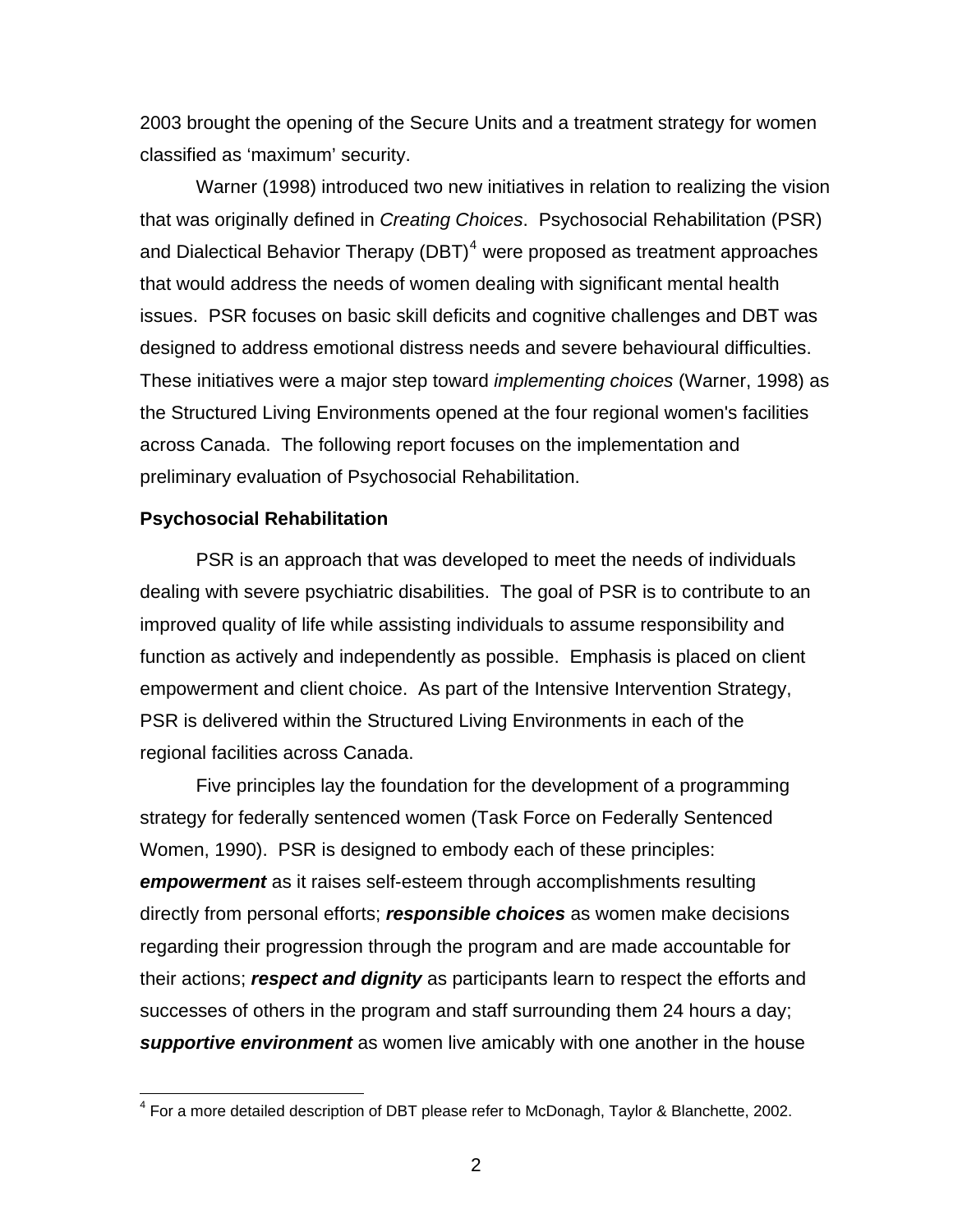2003 brought the opening of the Secure Units and a treatment strategy for women classified as 'maximum' security.

Warner (1998) introduced two new initiatives in relation to realizing the vision that was originally defined in *Creating Choices*. Psychosocial Rehabilitation (PSR) and Dialectical Behavior Therapy (DBT)[4] were proposed as treatment approaches that would address the needs of women dealing with significant mental health issues. PSR focuses on basic skill deficits and cognitive challenges and DBT was designed to address emotional distress needs and severe behavioural difficulties. These initiatives were a major step toward *implementing choices* (Warner, 1998) as the Structured Living Environments opened at the four regional women's facilities across Canada. The following report focuses on the implementation and preliminary evaluation of Psychosocial Rehabilitation.

**Psychosocial Rehabilitation**

PSR is an approach that was developed to meet the needs of individuals dealing with severe psychiatric disabilities. The goal of PSR is to contribute to an improved quality of life while assisting individuals to assume responsibility and function as actively and independently as possible. Emphasis is placed on client empowerment and client choice. As part of the Intensive Intervention Strategy, PSR is delivered within the Structured Living Environments in each of the regional facilities across Canada.

Five principles lay the foundation for the development of a programming strategy for federally sentenced women (Task Force on Federally Sentenced Women, 1990). PSR is designed to embody each of these principles: ***empowerment*** as it raises self-esteem through accomplishments resulting directly from personal efforts; ***responsible choices*** as women make decisions regarding their progression through the program and are made accountable for their actions; ***respect and dignity*** as participants learn to respect the efforts and successes of others in the program and staff surrounding them 24 hours a day; ***supportive environment*** as women live amicably with one another in the house

[4] For a more detailed description of DBT please refer to McDonagh, Taylor & Blanchette, 2002.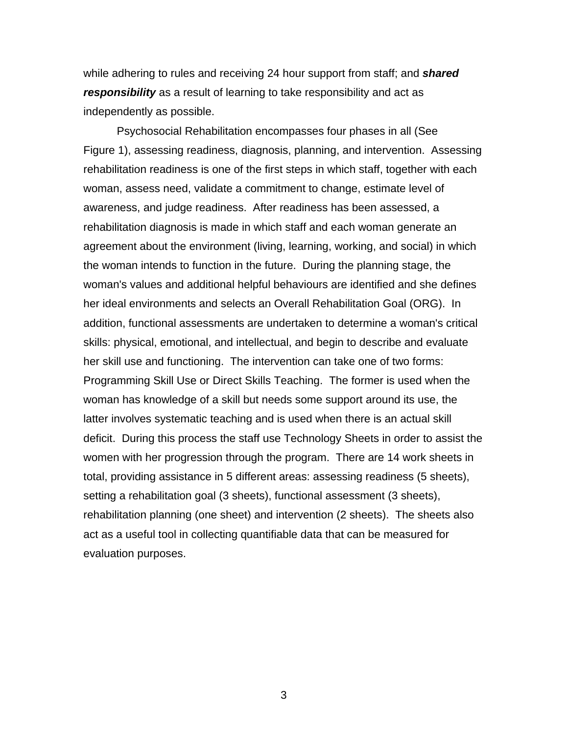while adhering to rules and receiving 24 hour support from staff; and ***shared responsibility*** as a result of learning to take responsibility and act as independently as possible.

Psychosocial Rehabilitation encompasses four phases in all (See Figure 1), assessing readiness, diagnosis, planning, and intervention. Assessing rehabilitation readiness is one of the first steps in which staff, together with each woman, assess need, validate a commitment to change, estimate level of awareness, and judge readiness. After readiness has been assessed, a rehabilitation diagnosis is made in which staff and each woman generate an agreement about the environment (living, learning, working, and social) in which the woman intends to function in the future. During the planning stage, the woman's values and additional helpful behaviours are identified and she defines her ideal environments and selects an Overall Rehabilitation Goal (ORG). In addition, functional assessments are undertaken to determine a woman's critical skills: physical, emotional, and intellectual, and begin to describe and evaluate her skill use and functioning. The intervention can take one of two forms: Programming Skill Use or Direct Skills Teaching. The former is used when the woman has knowledge of a skill but needs some support around its use, the latter involves systematic teaching and is used when there is an actual skill deficit. During this process the staff use Technology Sheets in order to assist the women with her progression through the program. There are 14 work sheets in total, providing assistance in 5 different areas: assessing readiness (5 sheets), setting a rehabilitation goal (3 sheets), functional assessment (3 sheets), rehabilitation planning (one sheet) and intervention (2 sheets). The sheets also act as a useful tool in collecting quantifiable data that can be measured for evaluation purposes.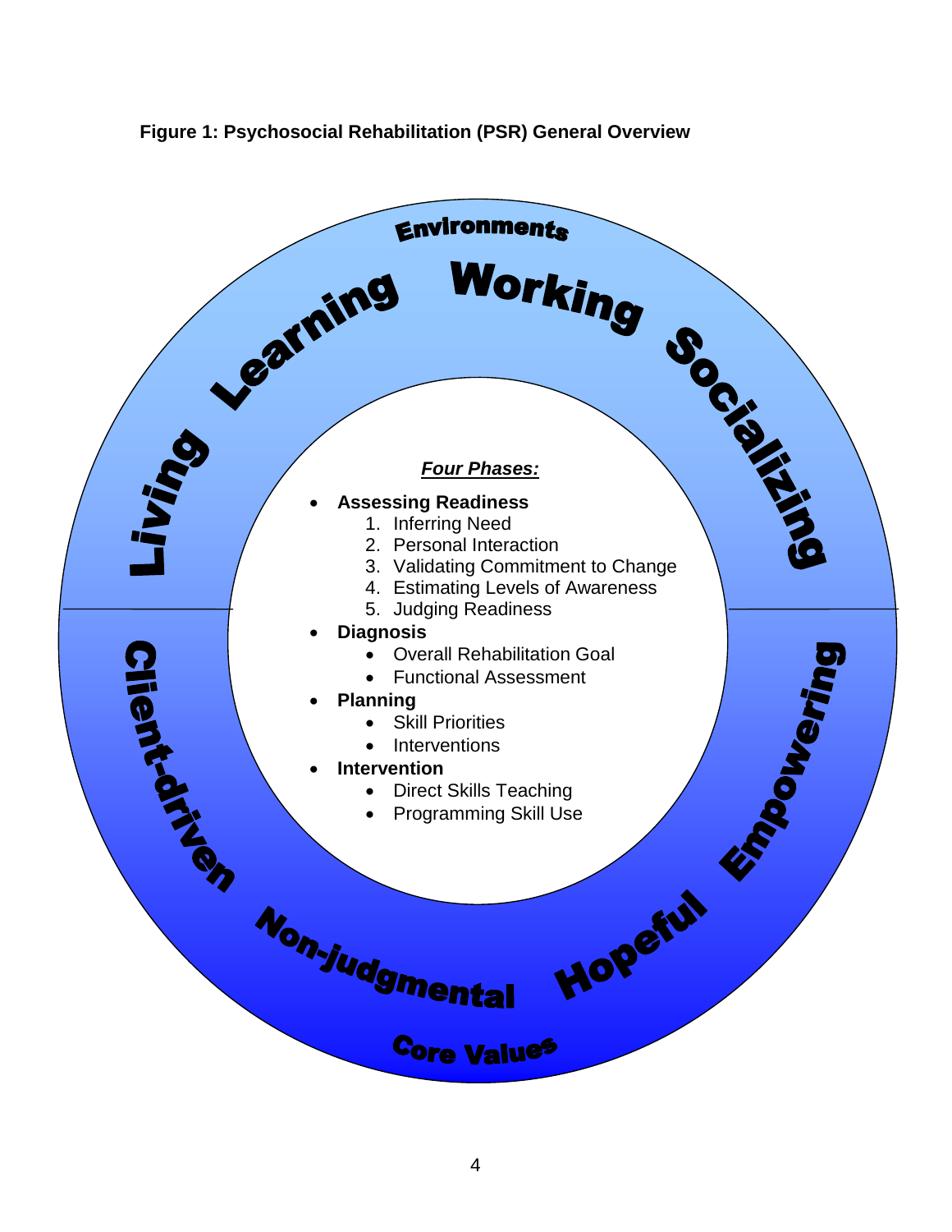**Figure 1: Psychosocial Rehabilitation (PSR) General Overview**

Environments

Living Learning Working Socializing

*Four Phases:*

- **Assessing Readiness**
  1. Inferring Need
  2. Personal Interaction
  3. Validating Commitment to Change
  4. Estimating Levels of Awareness
  5. Judging Readiness
- **Diagnosis**
  - Overall Rehabilitation Goal
  - Functional Assessment
- **Planning**
  - Skill Priorities
  - Interventions
- **Intervention**
  - Direct Skills Teaching
  - Programming Skill Use

Client-driven Non-judgmental Hopeful Empowering

Core Values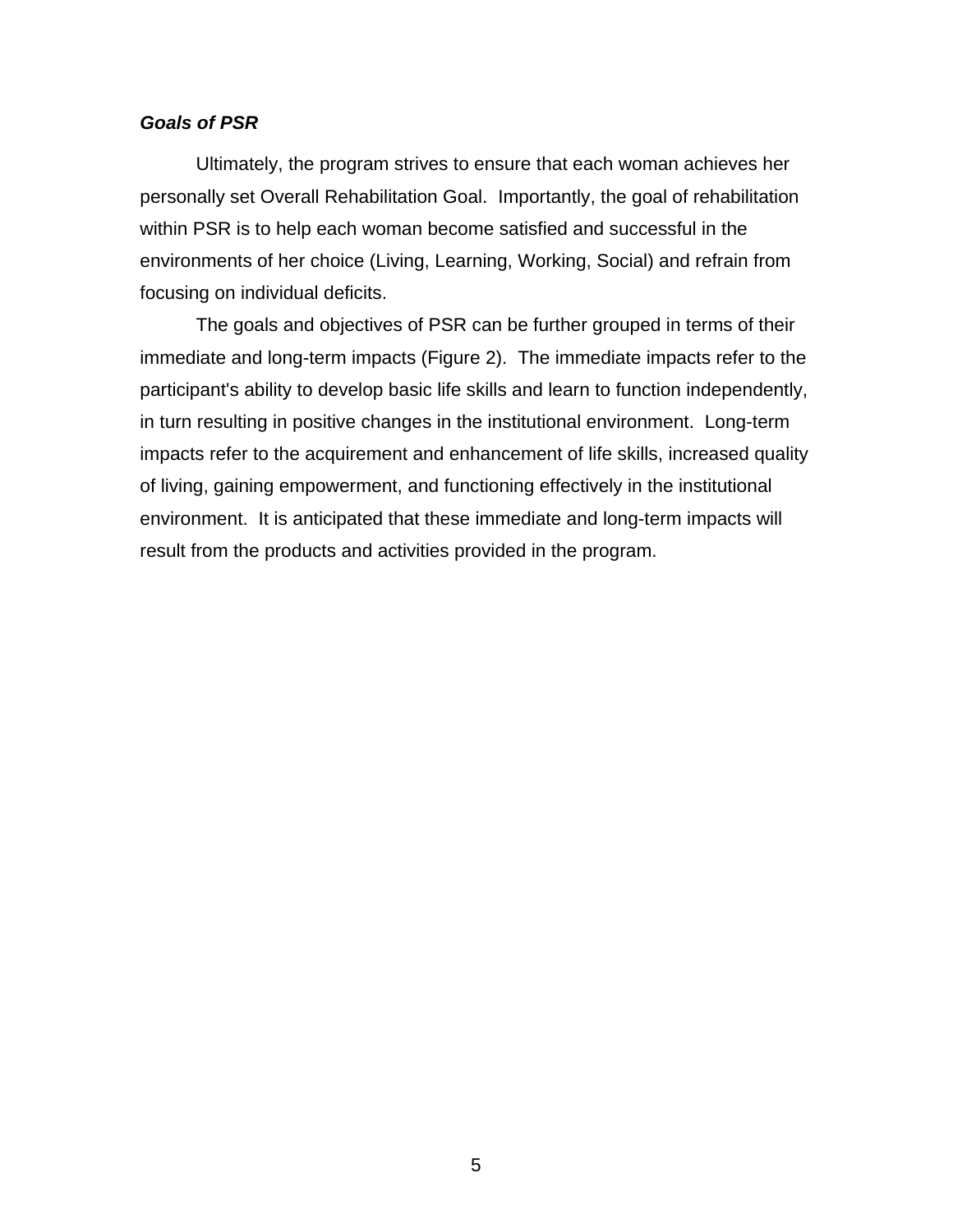***Goals of PSR***

Ultimately, the program strives to ensure that each woman achieves her personally set Overall Rehabilitation Goal. Importantly, the goal of rehabilitation within PSR is to help each woman become satisfied and successful in the environments of her choice (Living, Learning, Working, Social) and refrain from focusing on individual deficits.

The goals and objectives of PSR can be further grouped in terms of their immediate and long-term impacts (Figure 2). The immediate impacts refer to the participant's ability to develop basic life skills and learn to function independently, in turn resulting in positive changes in the institutional environment. Long-term impacts refer to the acquirement and enhancement of life skills, increased quality of living, gaining empowerment, and functioning effectively in the institutional environment. It is anticipated that these immediate and long-term impacts will result from the products and activities provided in the program.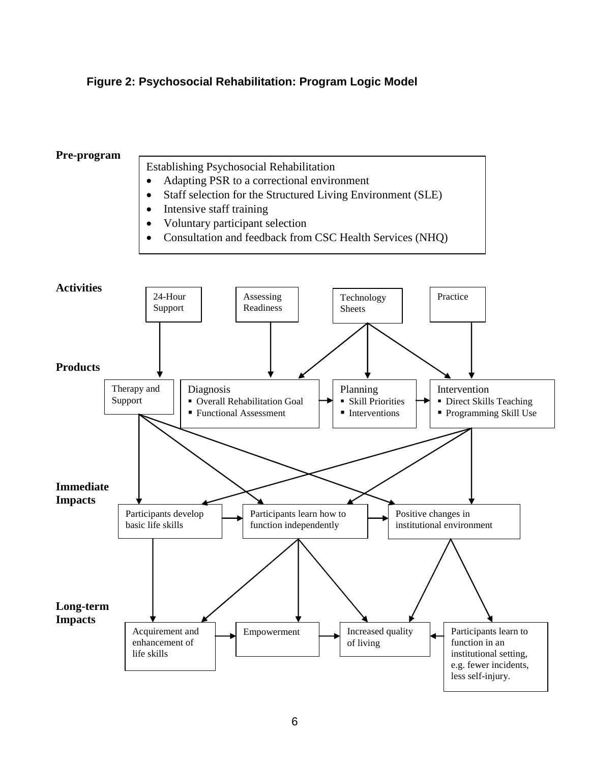**Figure 2: Psychosocial Rehabilitation: Program Logic Model**

**Pre-program**

Establishing Psychosocial Rehabilitation

- Adapting PSR to a correctional environment
- Staff selection for the Structured Living Environment (SLE)
- Intensive staff training
- Voluntary participant selection
- Consultation and feedback from CSC Health Services (NHQ)

**Activities**

24-Hour Support

Assessing Readiness

Technology Sheets

Practice

**Products**

Therapy and Support

Diagnosis

- Overall Rehabilitation Goal
- Functional Assessment

Planning

- Skill Priorities
- Interventions

Intervention

- Direct Skills Teaching
- Programming Skill Use

**Immediate Impacts**

Participants develop basic life skills

Participants learn how to function independently

Positive changes in institutional environment

**Long-term Impacts**

Acquirement and enhancement of life skills

Empowerment

Increased quality of living

Participants learn to function in an institutional setting, e.g. fewer incidents, less self-injury.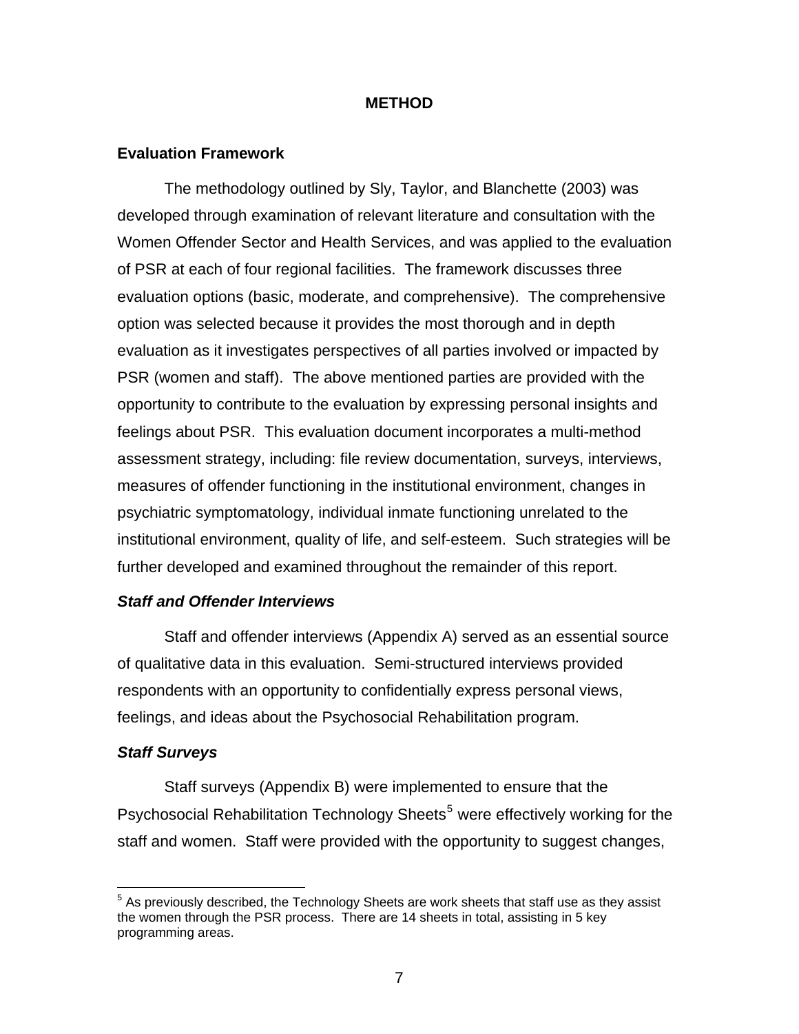# METHOD

## Evaluation Framework

The methodology outlined by Sly, Taylor, and Blanchette (2003) was developed through examination of relevant literature and consultation with the Women Offender Sector and Health Services, and was applied to the evaluation of PSR at each of four regional facilities. The framework discusses three evaluation options (basic, moderate, and comprehensive). The comprehensive option was selected because it provides the most thorough and in depth evaluation as it investigates perspectives of all parties involved or impacted by PSR (women and staff). The above mentioned parties are provided with the opportunity to contribute to the evaluation by expressing personal insights and feelings about PSR. This evaluation document incorporates a multi-method assessment strategy, including: file review documentation, surveys, interviews, measures of offender functioning in the institutional environment, changes in psychiatric symptomatology, individual inmate functioning unrelated to the institutional environment, quality of life, and self-esteem. Such strategies will be further developed and examined throughout the remainder of this report.

### *Staff and Offender Interviews*

Staff and offender interviews (Appendix A) served as an essential source of qualitative data in this evaluation. Semi-structured interviews provided respondents with an opportunity to confidentially express personal views, feelings, and ideas about the Psychosocial Rehabilitation program.

### *Staff Surveys*

Staff surveys (Appendix B) were implemented to ensure that the Psychosocial Rehabilitation Technology Sheets[5] were effectively working for the staff and women. Staff were provided with the opportunity to suggest changes,

[5] As previously described, the Technology Sheets are work sheets that staff use as they assist the women through the PSR process. There are 14 sheets in total, assisting in 5 key programming areas.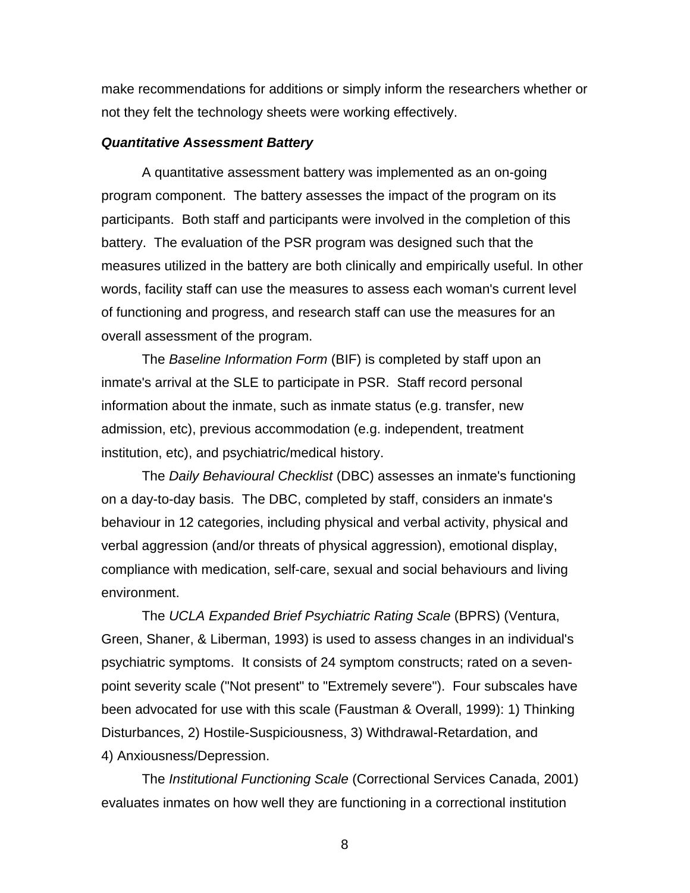make recommendations for additions or simply inform the researchers whether or not they felt the technology sheets were working effectively.

***Quantitative Assessment Battery***

A quantitative assessment battery was implemented as an on-going program component. The battery assesses the impact of the program on its participants. Both staff and participants were involved in the completion of this battery. The evaluation of the PSR program was designed such that the measures utilized in the battery are both clinically and empirically useful. In other words, facility staff can use the measures to assess each woman's current level of functioning and progress, and research staff can use the measures for an overall assessment of the program.

The *Baseline Information Form* (BIF) is completed by staff upon an inmate's arrival at the SLE to participate in PSR. Staff record personal information about the inmate, such as inmate status (e.g. transfer, new admission, etc), previous accommodation (e.g. independent, treatment institution, etc), and psychiatric/medical history.

The *Daily Behavioural Checklist* (DBC) assesses an inmate's functioning on a day-to-day basis. The DBC, completed by staff, considers an inmate's behaviour in 12 categories, including physical and verbal activity, physical and verbal aggression (and/or threats of physical aggression), emotional display, compliance with medication, self-care, sexual and social behaviours and living environment.

The *UCLA Expanded Brief Psychiatric Rating Scale* (BPRS) (Ventura, Green, Shaner, & Liberman, 1993) is used to assess changes in an individual's psychiatric symptoms. It consists of 24 symptom constructs; rated on a seven-point severity scale ("Not present" to "Extremely severe"). Four subscales have been advocated for use with this scale (Faustman & Overall, 1999): 1) Thinking Disturbances, 2) Hostile-Suspiciousness, 3) Withdrawal-Retardation, and 4) Anxiousness/Depression.

The *Institutional Functioning Scale* (Correctional Services Canada, 2001) evaluates inmates on how well they are functioning in a correctional institution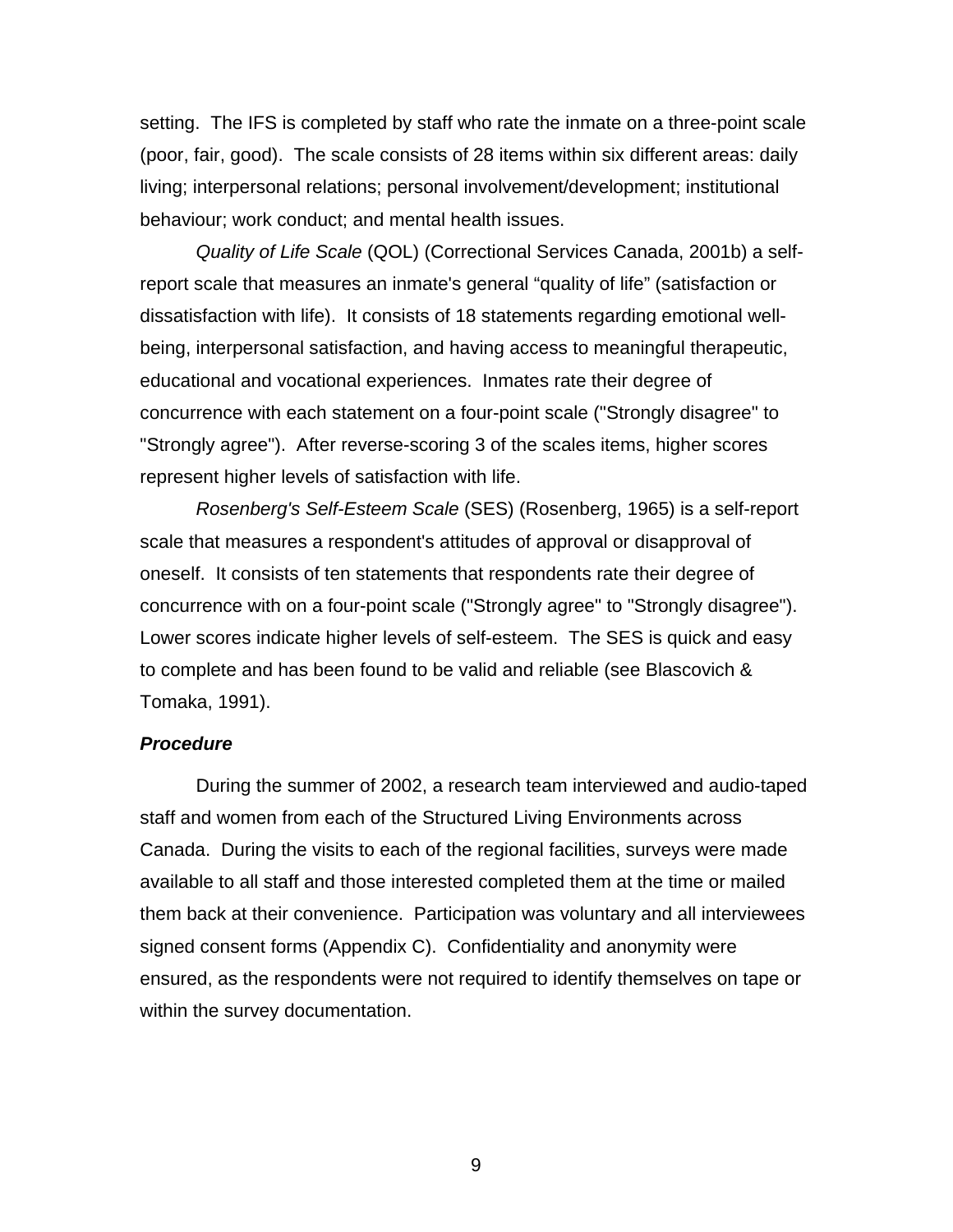setting. The IFS is completed by staff who rate the inmate on a three-point scale (poor, fair, good). The scale consists of 28 items within six different areas: daily living; interpersonal relations; personal involvement/development; institutional behaviour; work conduct; and mental health issues.

*Quality of Life Scale* (QOL) (Correctional Services Canada, 2001b) a self-report scale that measures an inmate's general "quality of life" (satisfaction or dissatisfaction with life). It consists of 18 statements regarding emotional well-being, interpersonal satisfaction, and having access to meaningful therapeutic, educational and vocational experiences. Inmates rate their degree of concurrence with each statement on a four-point scale ("Strongly disagree" to "Strongly agree"). After reverse-scoring 3 of the scales items, higher scores represent higher levels of satisfaction with life.

*Rosenberg's Self-Esteem Scale* (SES) (Rosenberg, 1965) is a self-report scale that measures a respondent's attitudes of approval or disapproval of oneself. It consists of ten statements that respondents rate their degree of concurrence with on a four-point scale ("Strongly agree" to "Strongly disagree"). Lower scores indicate higher levels of self-esteem. The SES is quick and easy to complete and has been found to be valid and reliable (see Blascovich & Tomaka, 1991).

### ***Procedure***

During the summer of 2002, a research team interviewed and audio-taped staff and women from each of the Structured Living Environments across Canada. During the visits to each of the regional facilities, surveys were made available to all staff and those interested completed them at the time or mailed them back at their convenience. Participation was voluntary and all interviewees signed consent forms (Appendix C). Confidentiality and anonymity were ensured, as the respondents were not required to identify themselves on tape or within the survey documentation.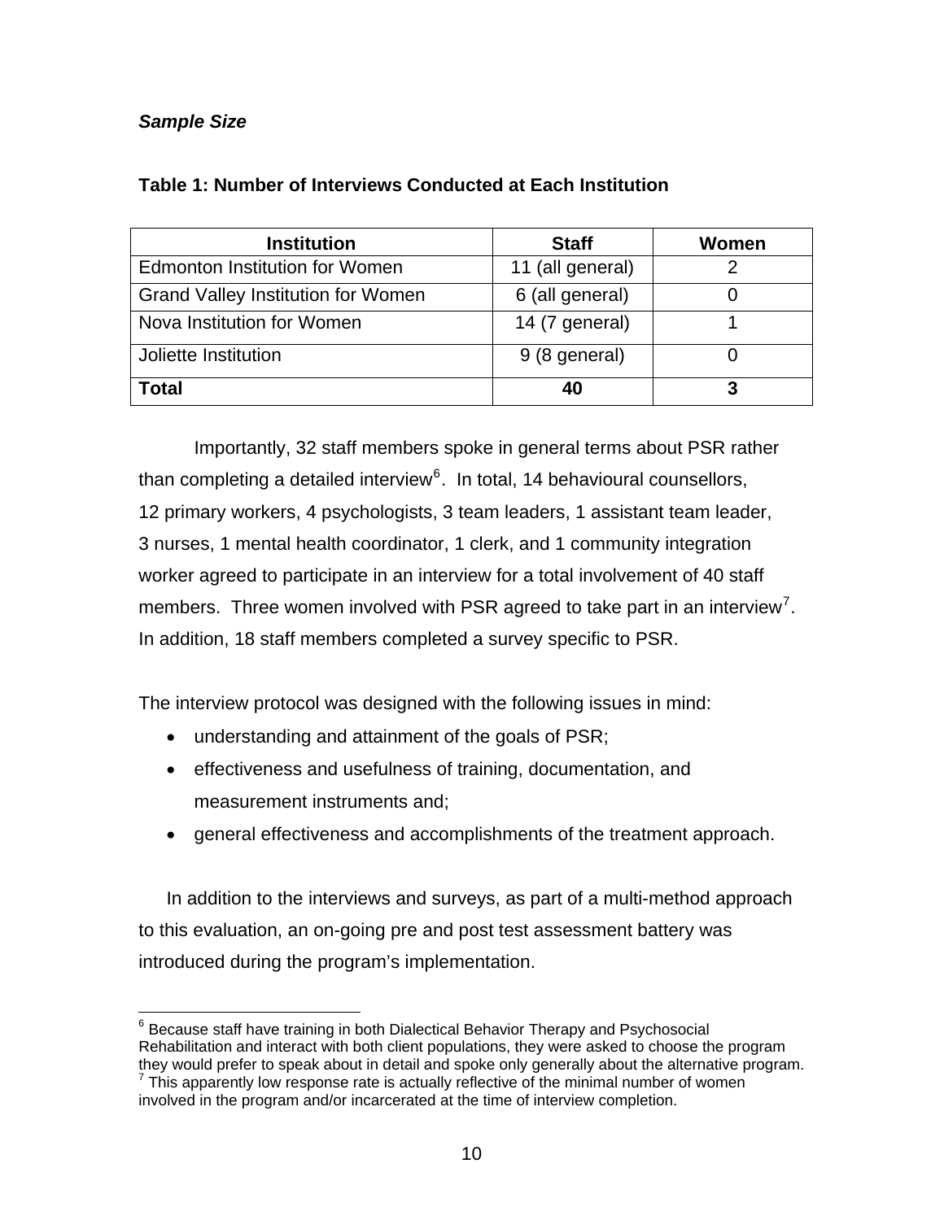***Sample Size***

**Table 1: Number of Interviews Conducted at Each Institution**

| Institution | Staff | Women |
|---|---|---|
| Edmonton Institution for Women | 11 (all general) | 2 |
| Grand Valley Institution for Women | 6 (all general) | 0 |
| Nova Institution for Women | 14 (7 general) | 1 |
| Joliette Institution | 9 (8 general) | 0 |
| **Total** | **40** | **3** |

Importantly, 32 staff members spoke in general terms about PSR rather than completing a detailed interview[6]. In total, 14 behavioural counsellors, 12 primary workers, 4 psychologists, 3 team leaders, 1 assistant team leader, 3 nurses, 1 mental health coordinator, 1 clerk, and 1 community integration worker agreed to participate in an interview for a total involvement of 40 staff members. Three women involved with PSR agreed to take part in an interview[7]. In addition, 18 staff members completed a survey specific to PSR.

The interview protocol was designed with the following issues in mind:

- understanding and attainment of the goals of PSR;
- effectiveness and usefulness of training, documentation, and measurement instruments and;
- general effectiveness and accomplishments of the treatment approach.

In addition to the interviews and surveys, as part of a multi-method approach to this evaluation, an on-going pre and post test assessment battery was introduced during the program's implementation.

---

[6] Because staff have training in both Dialectical Behavior Therapy and Psychosocial Rehabilitation and interact with both client populations, they were asked to choose the program they would prefer to speak about in detail and spoke only generally about the alternative program.

[7] This apparently low response rate is actually reflective of the minimal number of women involved in the program and/or incarcerated at the time of interview completion.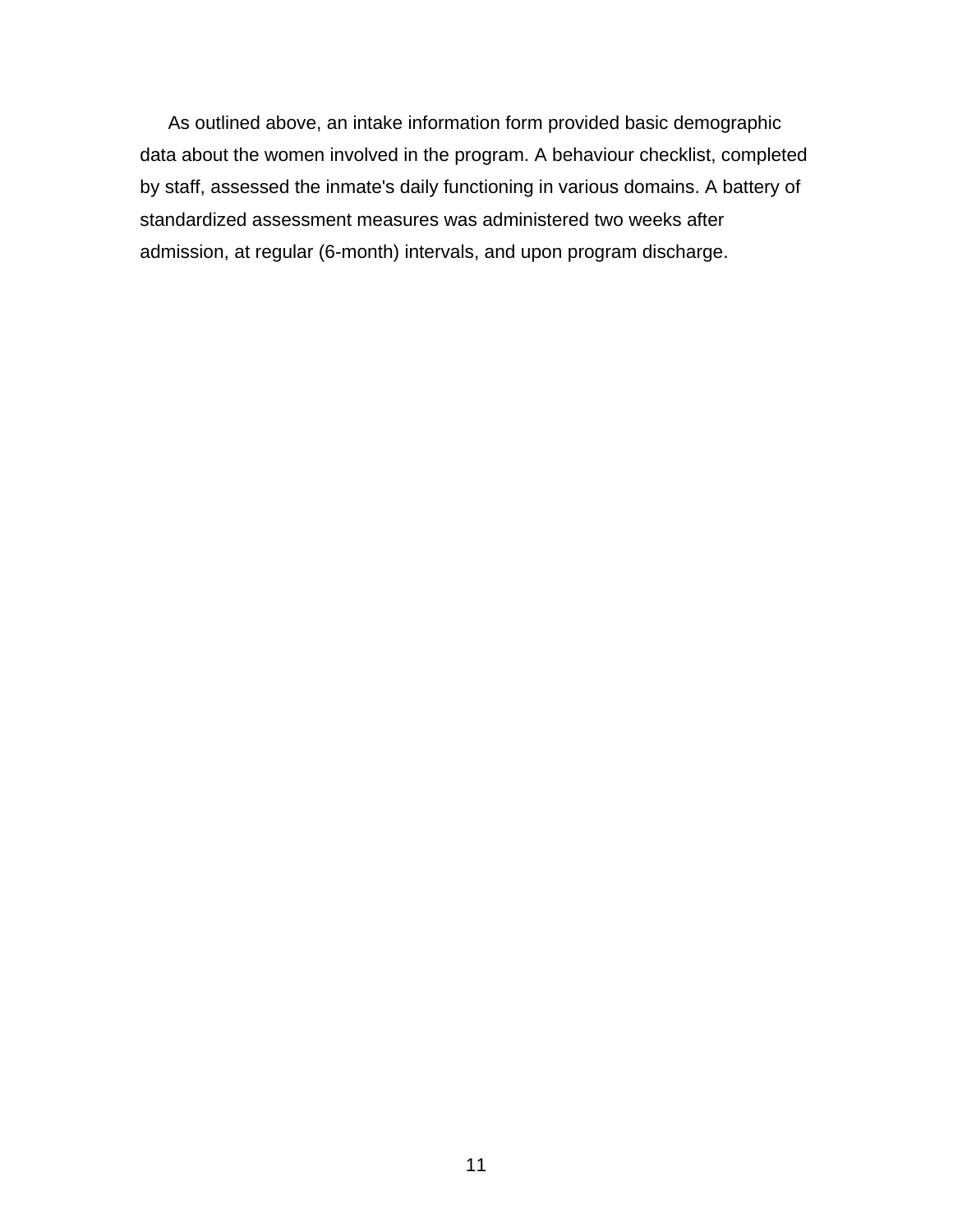As outlined above, an intake information form provided basic demographic data about the women involved in the program. A behaviour checklist, completed by staff, assessed the inmate's daily functioning in various domains. A battery of standardized assessment measures was administered two weeks after admission, at regular (6-month) intervals, and upon program discharge.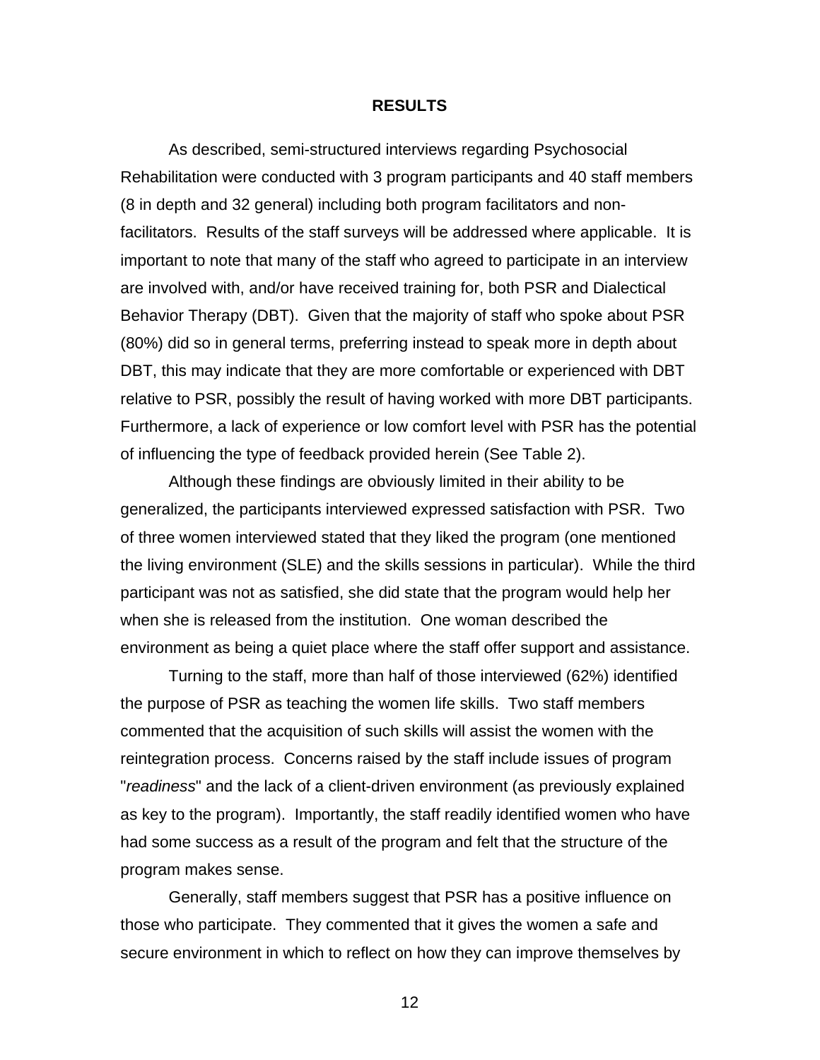## RESULTS

As described, semi-structured interviews regarding Psychosocial Rehabilitation were conducted with 3 program participants and 40 staff members (8 in depth and 32 general) including both program facilitators and non-facilitators. Results of the staff surveys will be addressed where applicable. It is important to note that many of the staff who agreed to participate in an interview are involved with, and/or have received training for, both PSR and Dialectical Behavior Therapy (DBT). Given that the majority of staff who spoke about PSR (80%) did so in general terms, preferring instead to speak more in depth about DBT, this may indicate that they are more comfortable or experienced with DBT relative to PSR, possibly the result of having worked with more DBT participants. Furthermore, a lack of experience or low comfort level with PSR has the potential of influencing the type of feedback provided herein (See Table 2).

Although these findings are obviously limited in their ability to be generalized, the participants interviewed expressed satisfaction with PSR. Two of three women interviewed stated that they liked the program (one mentioned the living environment (SLE) and the skills sessions in particular). While the third participant was not as satisfied, she did state that the program would help her when she is released from the institution. One woman described the environment as being a quiet place where the staff offer support and assistance.

Turning to the staff, more than half of those interviewed (62%) identified the purpose of PSR as teaching the women life skills. Two staff members commented that the acquisition of such skills will assist the women with the reintegration process. Concerns raised by the staff include issues of program "*readiness*" and the lack of a client-driven environment (as previously explained as key to the program). Importantly, the staff readily identified women who have had some success as a result of the program and felt that the structure of the program makes sense.

Generally, staff members suggest that PSR has a positive influence on those who participate. They commented that it gives the women a safe and secure environment in which to reflect on how they can improve themselves by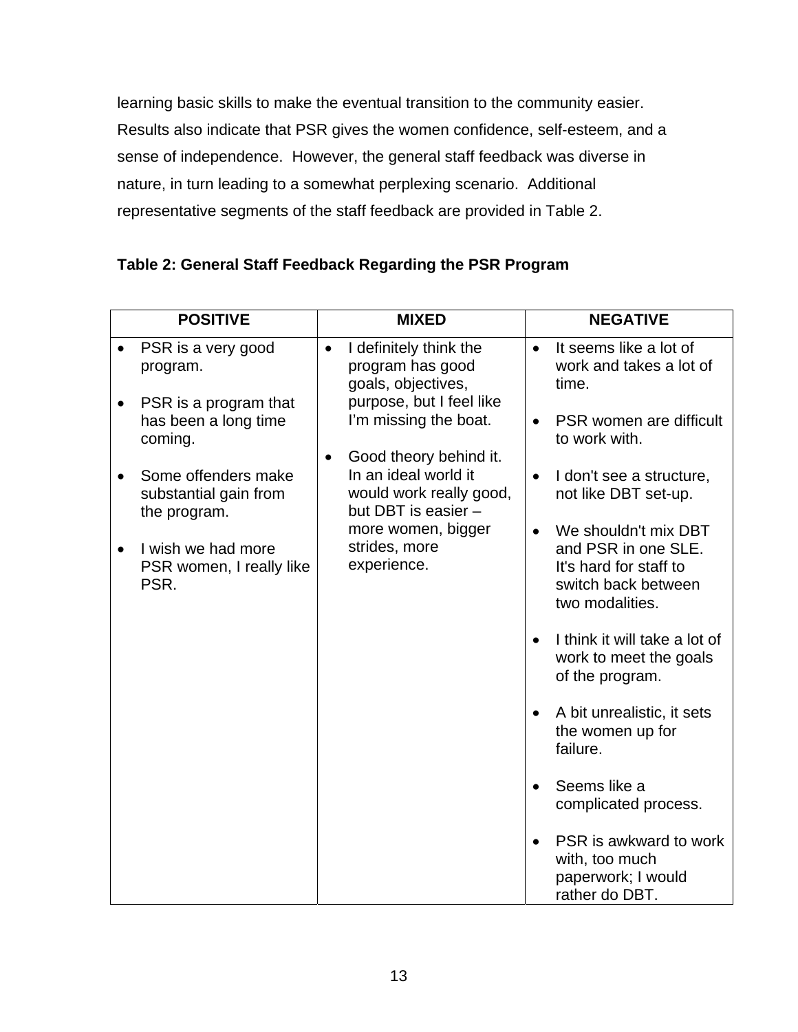learning basic skills to make the eventual transition to the community easier. Results also indicate that PSR gives the women confidence, self-esteem, and a sense of independence. However, the general staff feedback was diverse in nature, in turn leading to a somewhat perplexing scenario. Additional representative segments of the staff feedback are provided in Table 2.

**Table 2: General Staff Feedback Regarding the PSR Program**

| POSITIVE | MIXED | NEGATIVE |
|---|---|---|
| • PSR is a very good program.<br><br>• PSR is a program that has been a long time coming.<br><br>• Some offenders make substantial gain from the program.<br><br>• I wish we had more PSR women, I really like PSR. | • I definitely think the program has good goals, objectives, purpose, but I feel like I'm missing the boat.<br><br>• Good theory behind it. In an ideal world it would work really good, but DBT is easier – more women, bigger strides, more experience. | • It seems like a lot of work and takes a lot of time.<br><br>• PSR women are difficult to work with.<br><br>• I don't see a structure, not like DBT set-up.<br><br>• We shouldn't mix DBT and PSR in one SLE. It's hard for staff to switch back between two modalities.<br><br>• I think it will take a lot of work to meet the goals of the program.<br><br>• A bit unrealistic, it sets the women up for failure.<br><br>• Seems like a complicated process.<br><br>• PSR is awkward to work with, too much paperwork; I would rather do DBT. |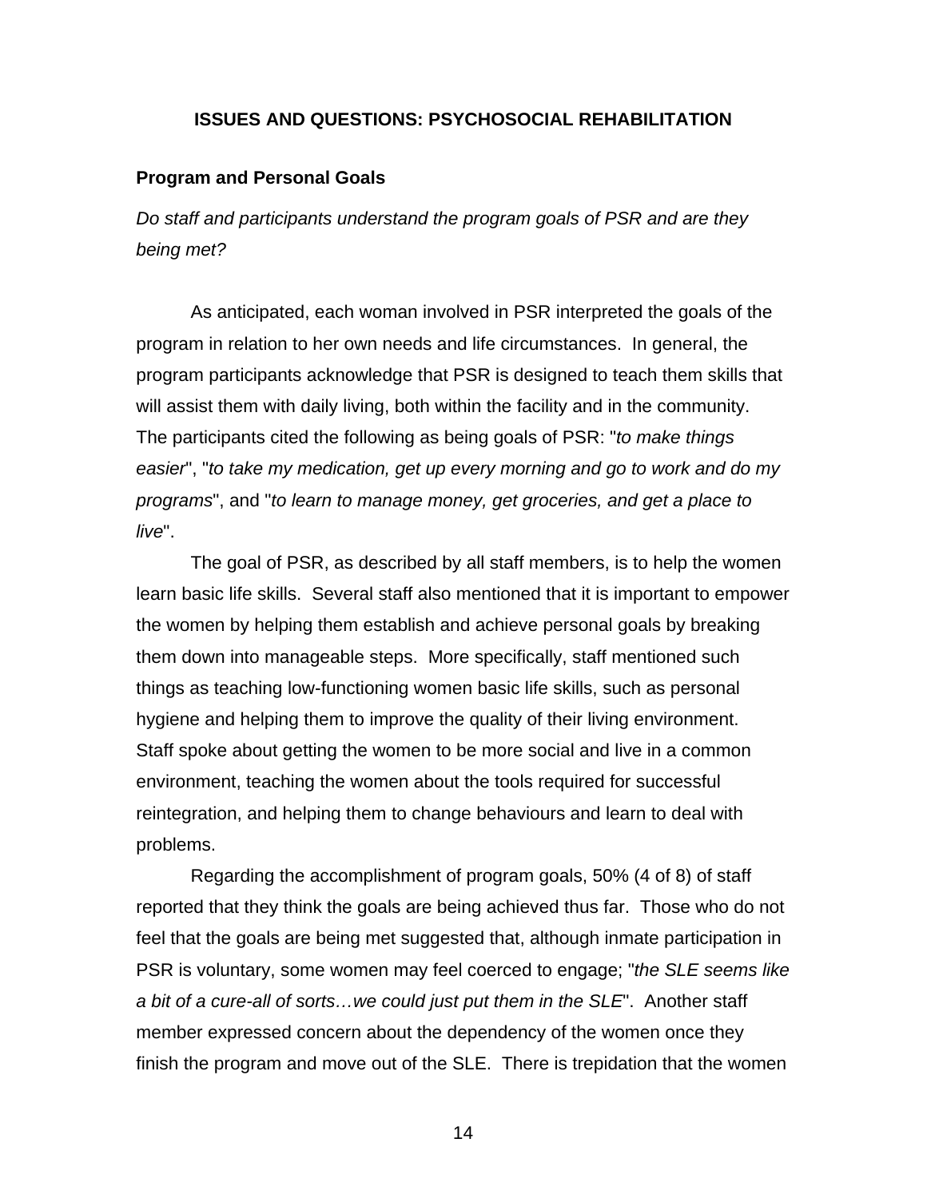## ISSUES AND QUESTIONS: PSYCHOSOCIAL REHABILITATION

### Program and Personal Goals

*Do staff and participants understand the program goals of PSR and are they being met?*

As anticipated, each woman involved in PSR interpreted the goals of the program in relation to her own needs and life circumstances. In general, the program participants acknowledge that PSR is designed to teach them skills that will assist them with daily living, both within the facility and in the community. The participants cited the following as being goals of PSR: "*to make things easier*", "*to take my medication, get up every morning and go to work and do my programs*", and "*to learn to manage money, get groceries, and get a place to live*".

The goal of PSR, as described by all staff members, is to help the women learn basic life skills. Several staff also mentioned that it is important to empower the women by helping them establish and achieve personal goals by breaking them down into manageable steps. More specifically, staff mentioned such things as teaching low-functioning women basic life skills, such as personal hygiene and helping them to improve the quality of their living environment. Staff spoke about getting the women to be more social and live in a common environment, teaching the women about the tools required for successful reintegration, and helping them to change behaviours and learn to deal with problems.

Regarding the accomplishment of program goals, 50% (4 of 8) of staff reported that they think the goals are being achieved thus far. Those who do not feel that the goals are being met suggested that, although inmate participation in PSR is voluntary, some women may feel coerced to engage; "*the SLE seems like a bit of a cure-all of sorts…we could just put them in the SLE*". Another staff member expressed concern about the dependency of the women once they finish the program and move out of the SLE. There is trepidation that the women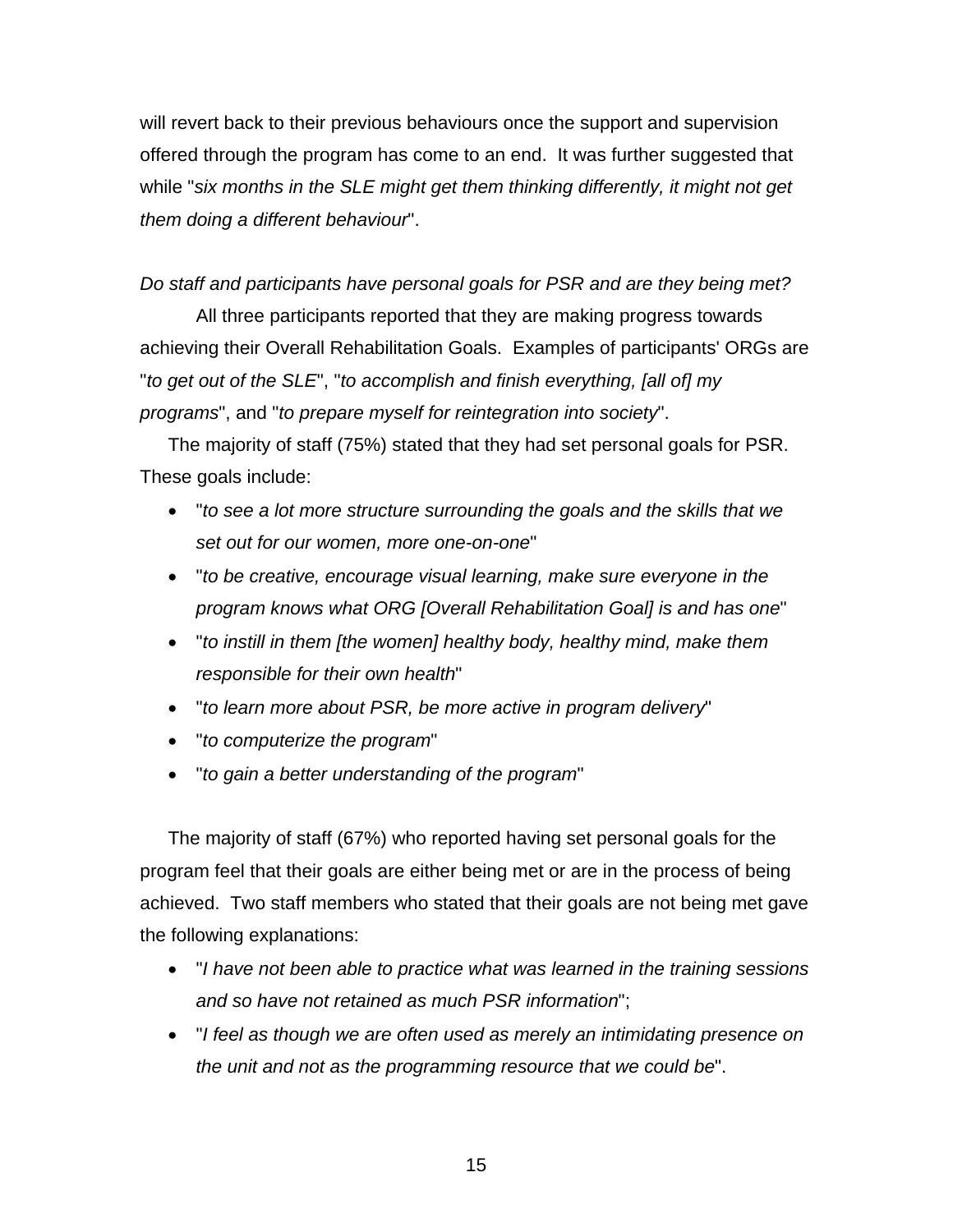will revert back to their previous behaviours once the support and supervision offered through the program has come to an end. It was further suggested that while "*six months in the SLE might get them thinking differently, it might not get them doing a different behaviour*".

*Do staff and participants have personal goals for PSR and are they being met?*

All three participants reported that they are making progress towards achieving their Overall Rehabilitation Goals. Examples of participants' ORGs are "*to get out of the SLE*", "*to accomplish and finish everything, [all of] my programs*", and "*to prepare myself for reintegration into society*".

The majority of staff (75%) stated that they had set personal goals for PSR. These goals include:

- "*to see a lot more structure surrounding the goals and the skills that we set out for our women, more one-on-one*"
- "*to be creative, encourage visual learning, make sure everyone in the program knows what ORG [Overall Rehabilitation Goal] is and has one*"
- "*to instill in them [the women] healthy body, healthy mind, make them responsible for their own health*"
- "*to learn more about PSR, be more active in program delivery*"
- "*to computerize the program*"
- "*to gain a better understanding of the program*"

The majority of staff (67%) who reported having set personal goals for the program feel that their goals are either being met or are in the process of being achieved. Two staff members who stated that their goals are not being met gave the following explanations:

- "*I have not been able to practice what was learned in the training sessions and so have not retained as much PSR information*";
- "*I feel as though we are often used as merely an intimidating presence on the unit and not as the programming resource that we could be*".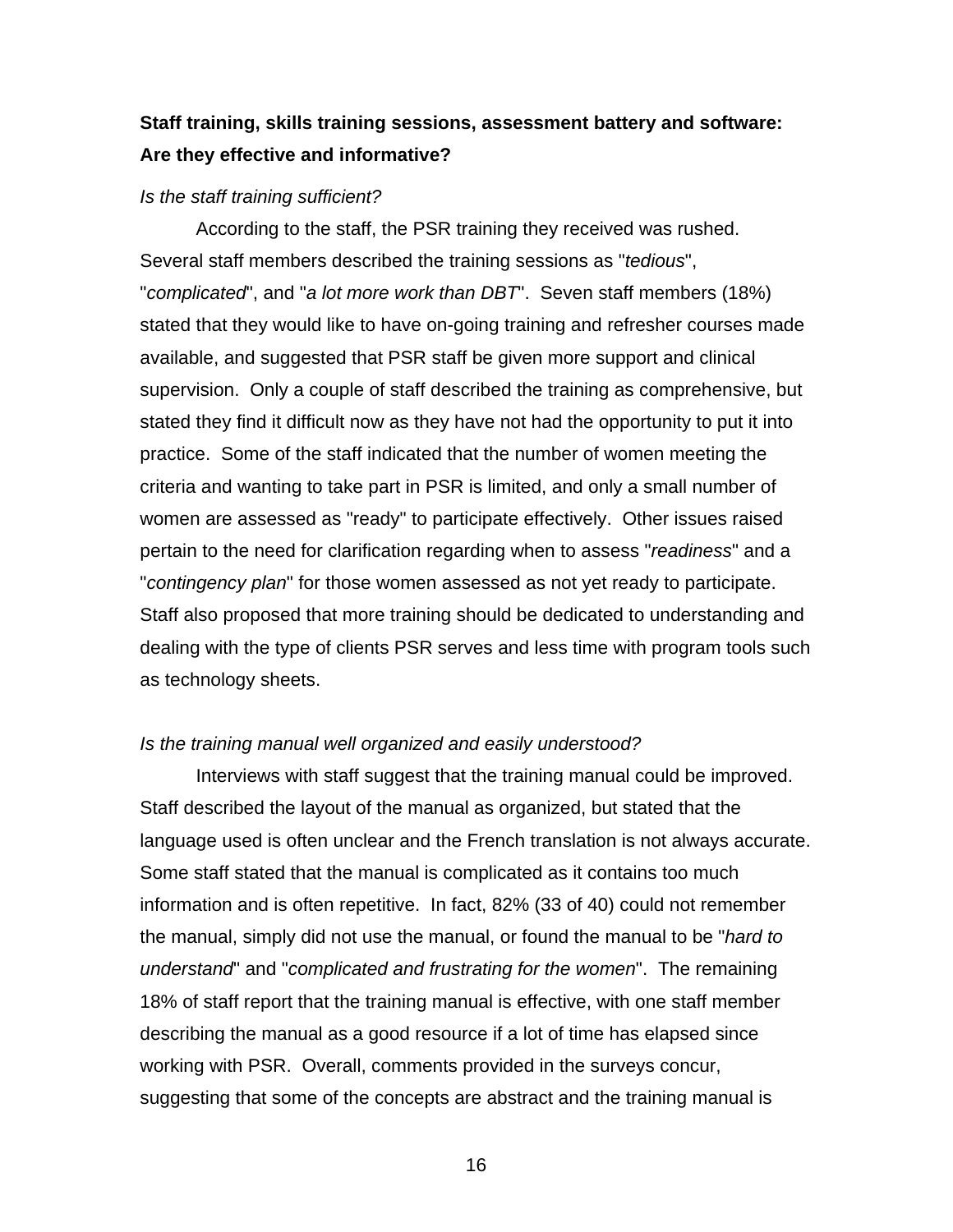**Staff training, skills training sessions, assessment battery and software: Are they effective and informative?**

*Is the staff training sufficient?*

According to the staff, the PSR training they received was rushed. Several staff members described the training sessions as "*tedious*", "*complicated*", and "*a lot more work than DBT*". Seven staff members (18%) stated that they would like to have on-going training and refresher courses made available, and suggested that PSR staff be given more support and clinical supervision. Only a couple of staff described the training as comprehensive, but stated they find it difficult now as they have not had the opportunity to put it into practice. Some of the staff indicated that the number of women meeting the criteria and wanting to take part in PSR is limited, and only a small number of women are assessed as "ready" to participate effectively. Other issues raised pertain to the need for clarification regarding when to assess "*readiness*" and a "*contingency plan*" for those women assessed as not yet ready to participate. Staff also proposed that more training should be dedicated to understanding and dealing with the type of clients PSR serves and less time with program tools such as technology sheets.

*Is the training manual well organized and easily understood?*

Interviews with staff suggest that the training manual could be improved. Staff described the layout of the manual as organized, but stated that the language used is often unclear and the French translation is not always accurate. Some staff stated that the manual is complicated as it contains too much information and is often repetitive. In fact, 82% (33 of 40) could not remember the manual, simply did not use the manual, or found the manual to be "*hard to understand*" and "*complicated and frustrating for the women*". The remaining 18% of staff report that the training manual is effective, with one staff member describing the manual as a good resource if a lot of time has elapsed since working with PSR. Overall, comments provided in the surveys concur, suggesting that some of the concepts are abstract and the training manual is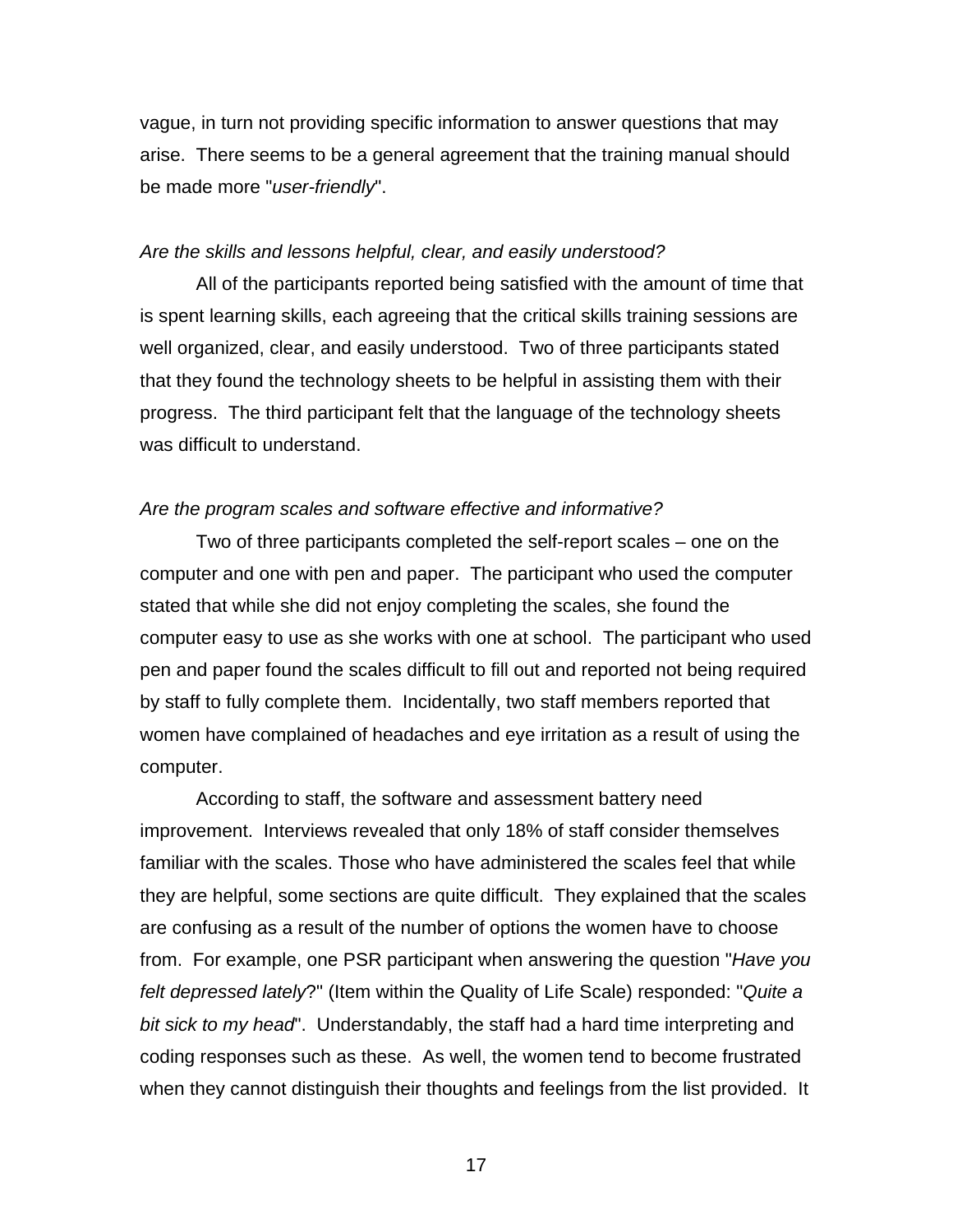vague, in turn not providing specific information to answer questions that may arise. There seems to be a general agreement that the training manual should be made more "*user-friendly*".

*Are the skills and lessons helpful, clear, and easily understood?*

All of the participants reported being satisfied with the amount of time that is spent learning skills, each agreeing that the critical skills training sessions are well organized, clear, and easily understood. Two of three participants stated that they found the technology sheets to be helpful in assisting them with their progress. The third participant felt that the language of the technology sheets was difficult to understand.

*Are the program scales and software effective and informative?*

Two of three participants completed the self-report scales – one on the computer and one with pen and paper. The participant who used the computer stated that while she did not enjoy completing the scales, she found the computer easy to use as she works with one at school. The participant who used pen and paper found the scales difficult to fill out and reported not being required by staff to fully complete them. Incidentally, two staff members reported that women have complained of headaches and eye irritation as a result of using the computer.

According to staff, the software and assessment battery need improvement. Interviews revealed that only 18% of staff consider themselves familiar with the scales. Those who have administered the scales feel that while they are helpful, some sections are quite difficult. They explained that the scales are confusing as a result of the number of options the women have to choose from. For example, one PSR participant when answering the question "*Have you felt depressed lately*?" (Item within the Quality of Life Scale) responded: "*Quite a bit sick to my head*". Understandably, the staff had a hard time interpreting and coding responses such as these. As well, the women tend to become frustrated when they cannot distinguish their thoughts and feelings from the list provided. It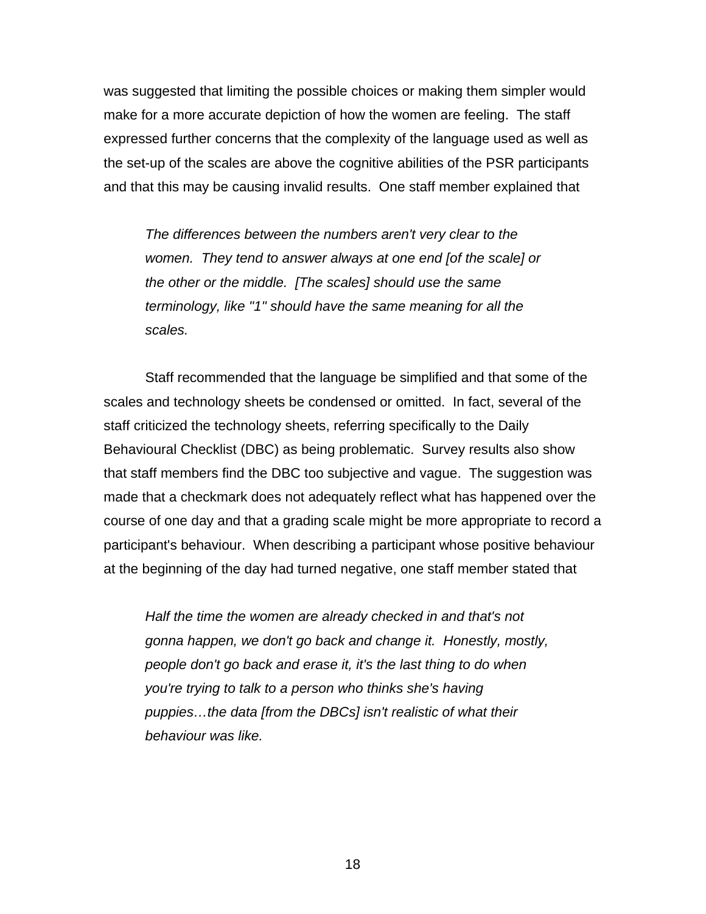was suggested that limiting the possible choices or making them simpler would make for a more accurate depiction of how the women are feeling. The staff expressed further concerns that the complexity of the language used as well as the set-up of the scales are above the cognitive abilities of the PSR participants and that this may be causing invalid results. One staff member explained that

> *The differences between the numbers aren't very clear to the women. They tend to answer always at one end [of the scale] or the other or the middle. [The scales] should use the same terminology, like "1" should have the same meaning for all the scales.*

Staff recommended that the language be simplified and that some of the scales and technology sheets be condensed or omitted. In fact, several of the staff criticized the technology sheets, referring specifically to the Daily Behavioural Checklist (DBC) as being problematic. Survey results also show that staff members find the DBC too subjective and vague. The suggestion was made that a checkmark does not adequately reflect what has happened over the course of one day and that a grading scale might be more appropriate to record a participant's behaviour. When describing a participant whose positive behaviour at the beginning of the day had turned negative, one staff member stated that

> *Half the time the women are already checked in and that's not gonna happen, we don't go back and change it. Honestly, mostly, people don't go back and erase it, it's the last thing to do when you're trying to talk to a person who thinks she's having puppies…the data [from the DBCs] isn't realistic of what their behaviour was like.*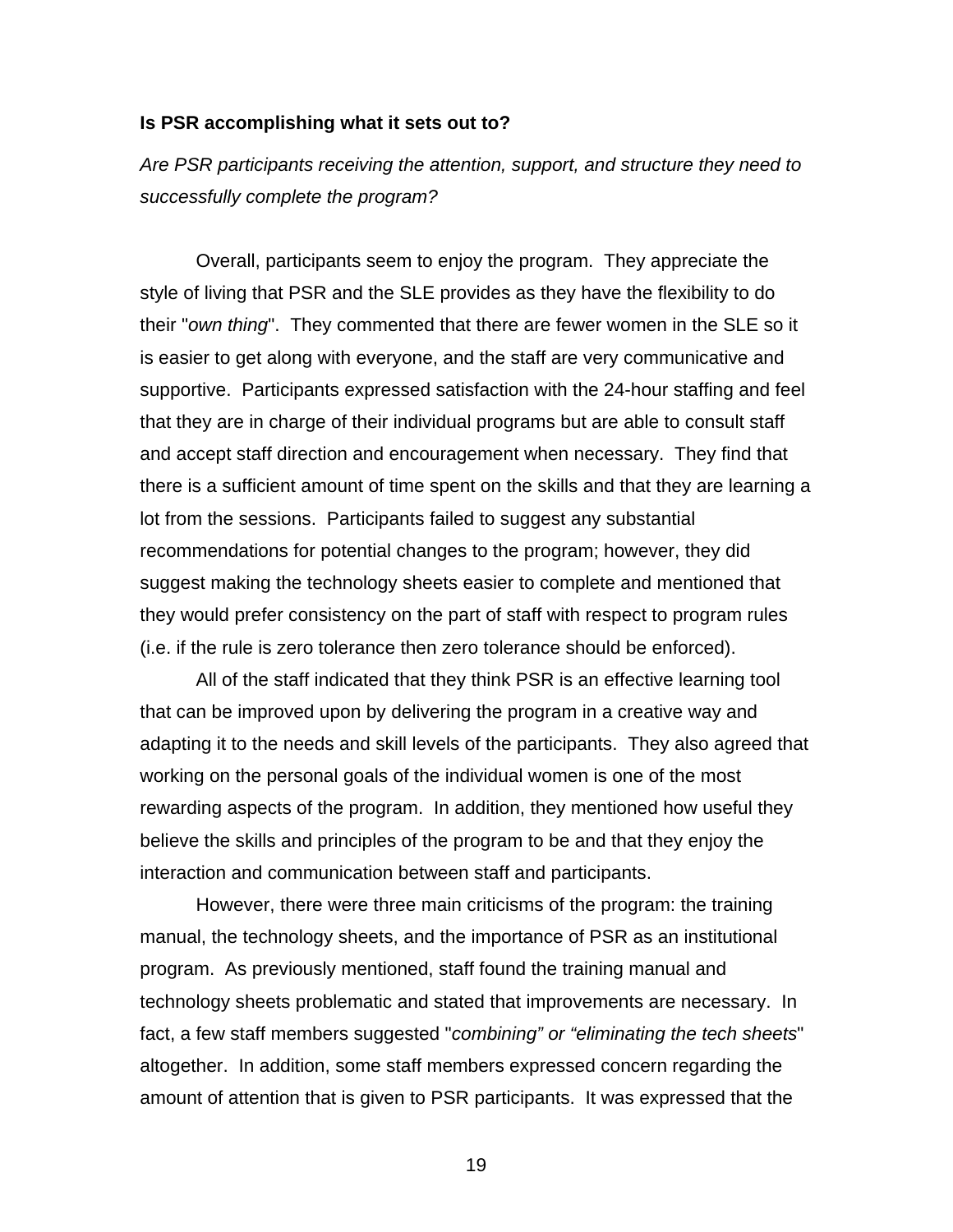**Is PSR accomplishing what it sets out to?**

*Are PSR participants receiving the attention, support, and structure they need to successfully complete the program?*

Overall, participants seem to enjoy the program. They appreciate the style of living that PSR and the SLE provides as they have the flexibility to do their "*own thing*". They commented that there are fewer women in the SLE so it is easier to get along with everyone, and the staff are very communicative and supportive. Participants expressed satisfaction with the 24-hour staffing and feel that they are in charge of their individual programs but are able to consult staff and accept staff direction and encouragement when necessary. They find that there is a sufficient amount of time spent on the skills and that they are learning a lot from the sessions. Participants failed to suggest any substantial recommendations for potential changes to the program; however, they did suggest making the technology sheets easier to complete and mentioned that they would prefer consistency on the part of staff with respect to program rules (i.e. if the rule is zero tolerance then zero tolerance should be enforced).

All of the staff indicated that they think PSR is an effective learning tool that can be improved upon by delivering the program in a creative way and adapting it to the needs and skill levels of the participants. They also agreed that working on the personal goals of the individual women is one of the most rewarding aspects of the program. In addition, they mentioned how useful they believe the skills and principles of the program to be and that they enjoy the interaction and communication between staff and participants.

However, there were three main criticisms of the program: the training manual, the technology sheets, and the importance of PSR as an institutional program. As previously mentioned, staff found the training manual and technology sheets problematic and stated that improvements are necessary. In fact, a few staff members suggested "*combining" or "eliminating the tech sheets*" altogether. In addition, some staff members expressed concern regarding the amount of attention that is given to PSR participants. It was expressed that the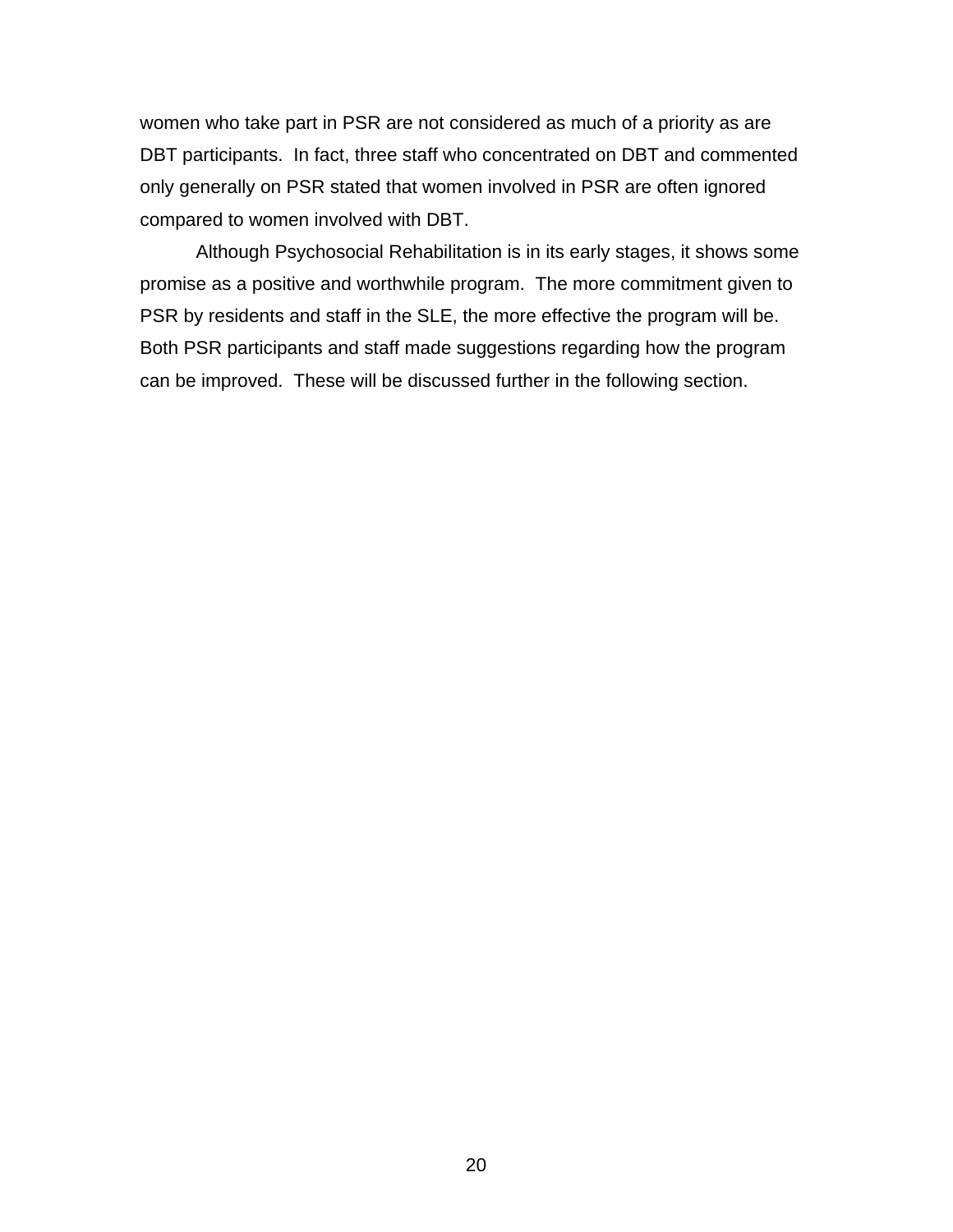women who take part in PSR are not considered as much of a priority as are DBT participants. In fact, three staff who concentrated on DBT and commented only generally on PSR stated that women involved in PSR are often ignored compared to women involved with DBT.

Although Psychosocial Rehabilitation is in its early stages, it shows some promise as a positive and worthwhile program. The more commitment given to PSR by residents and staff in the SLE, the more effective the program will be. Both PSR participants and staff made suggestions regarding how the program can be improved. These will be discussed further in the following section.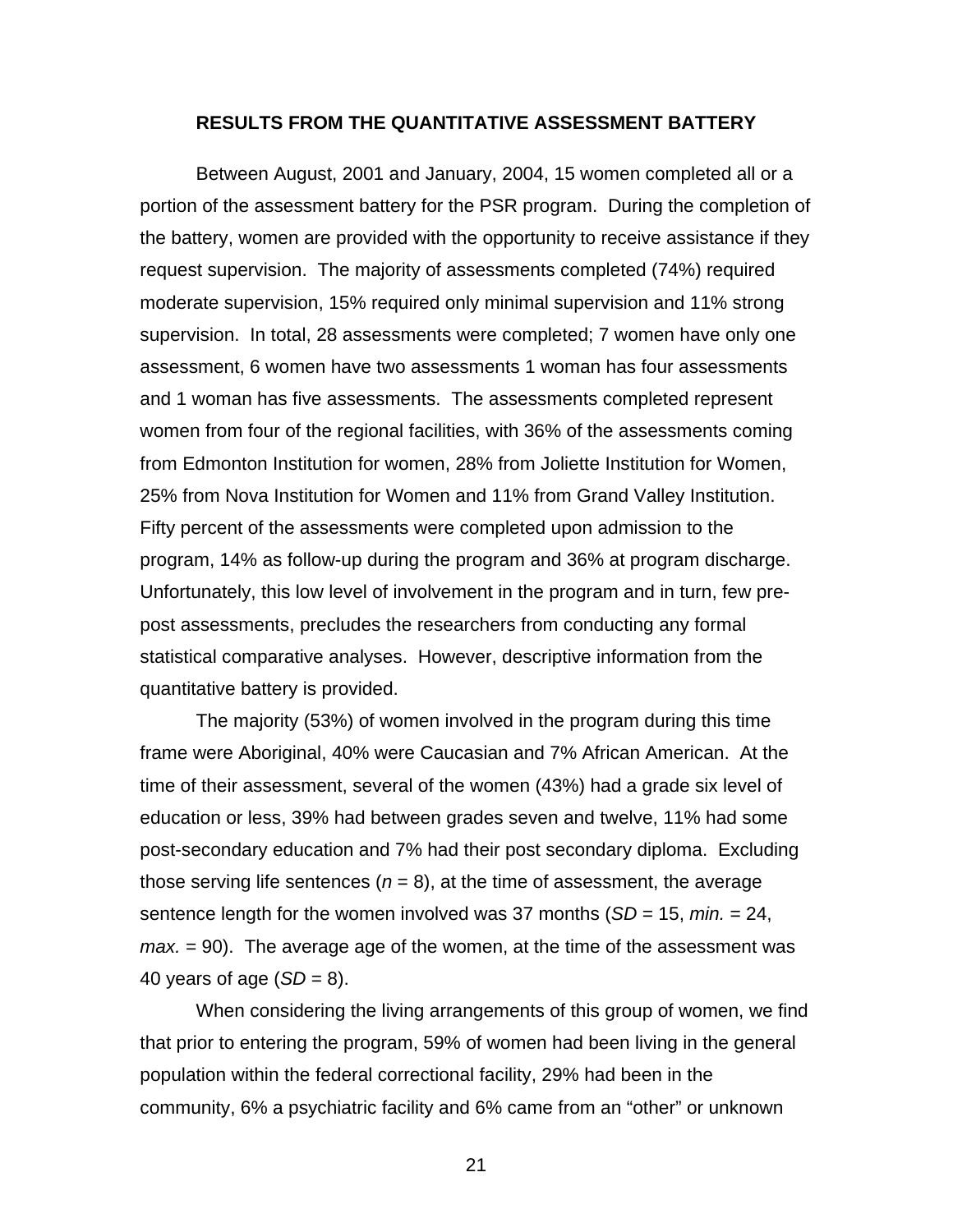## RESULTS FROM THE QUANTITATIVE ASSESSMENT BATTERY

Between August, 2001 and January, 2004, 15 women completed all or a portion of the assessment battery for the PSR program. During the completion of the battery, women are provided with the opportunity to receive assistance if they request supervision. The majority of assessments completed (74%) required moderate supervision, 15% required only minimal supervision and 11% strong supervision. In total, 28 assessments were completed; 7 women have only one assessment, 6 women have two assessments 1 woman has four assessments and 1 woman has five assessments. The assessments completed represent women from four of the regional facilities, with 36% of the assessments coming from Edmonton Institution for women, 28% from Joliette Institution for Women, 25% from Nova Institution for Women and 11% from Grand Valley Institution. Fifty percent of the assessments were completed upon admission to the program, 14% as follow-up during the program and 36% at program discharge. Unfortunately, this low level of involvement in the program and in turn, few pre-post assessments, precludes the researchers from conducting any formal statistical comparative analyses. However, descriptive information from the quantitative battery is provided.

The majority (53%) of women involved in the program during this time frame were Aboriginal, 40% were Caucasian and 7% African American. At the time of their assessment, several of the women (43%) had a grade six level of education or less, 39% had between grades seven and twelve, 11% had some post-secondary education and 7% had their post secondary diploma. Excluding those serving life sentences ($n$ = 8), at the time of assessment, the average sentence length for the women involved was 37 months ($SD$ = 15, *min.* = 24, *max.* = 90). The average age of the women, at the time of the assessment was 40 years of age ($SD$ = 8).

When considering the living arrangements of this group of women, we find that prior to entering the program, 59% of women had been living in the general population within the federal correctional facility, 29% had been in the community, 6% a psychiatric facility and 6% came from an "other" or unknown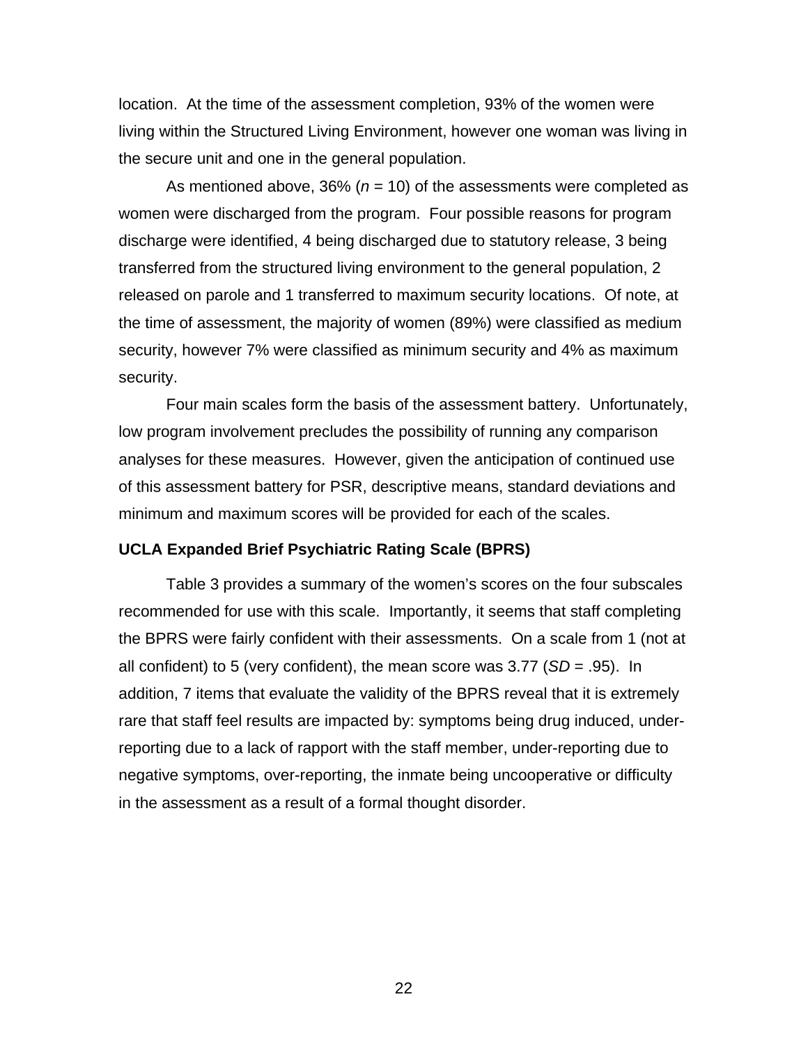location. At the time of the assessment completion, 93% of the women were living within the Structured Living Environment, however one woman was living in the secure unit and one in the general population.

As mentioned above, 36% (*n* = 10) of the assessments were completed as women were discharged from the program. Four possible reasons for program discharge were identified, 4 being discharged due to statutory release, 3 being transferred from the structured living environment to the general population, 2 released on parole and 1 transferred to maximum security locations. Of note, at the time of assessment, the majority of women (89%) were classified as medium security, however 7% were classified as minimum security and 4% as maximum security.

Four main scales form the basis of the assessment battery. Unfortunately, low program involvement precludes the possibility of running any comparison analyses for these measures. However, given the anticipation of continued use of this assessment battery for PSR, descriptive means, standard deviations and minimum and maximum scores will be provided for each of the scales.

### UCLA Expanded Brief Psychiatric Rating Scale (BPRS)

Table 3 provides a summary of the women's scores on the four subscales recommended for use with this scale. Importantly, it seems that staff completing the BPRS were fairly confident with their assessments. On a scale from 1 (not at all confident) to 5 (very confident), the mean score was 3.77 (*SD* = .95). In addition, 7 items that evaluate the validity of the BPRS reveal that it is extremely rare that staff feel results are impacted by: symptoms being drug induced, under-reporting due to a lack of rapport with the staff member, under-reporting due to negative symptoms, over-reporting, the inmate being uncooperative or difficulty in the assessment as a result of a formal thought disorder.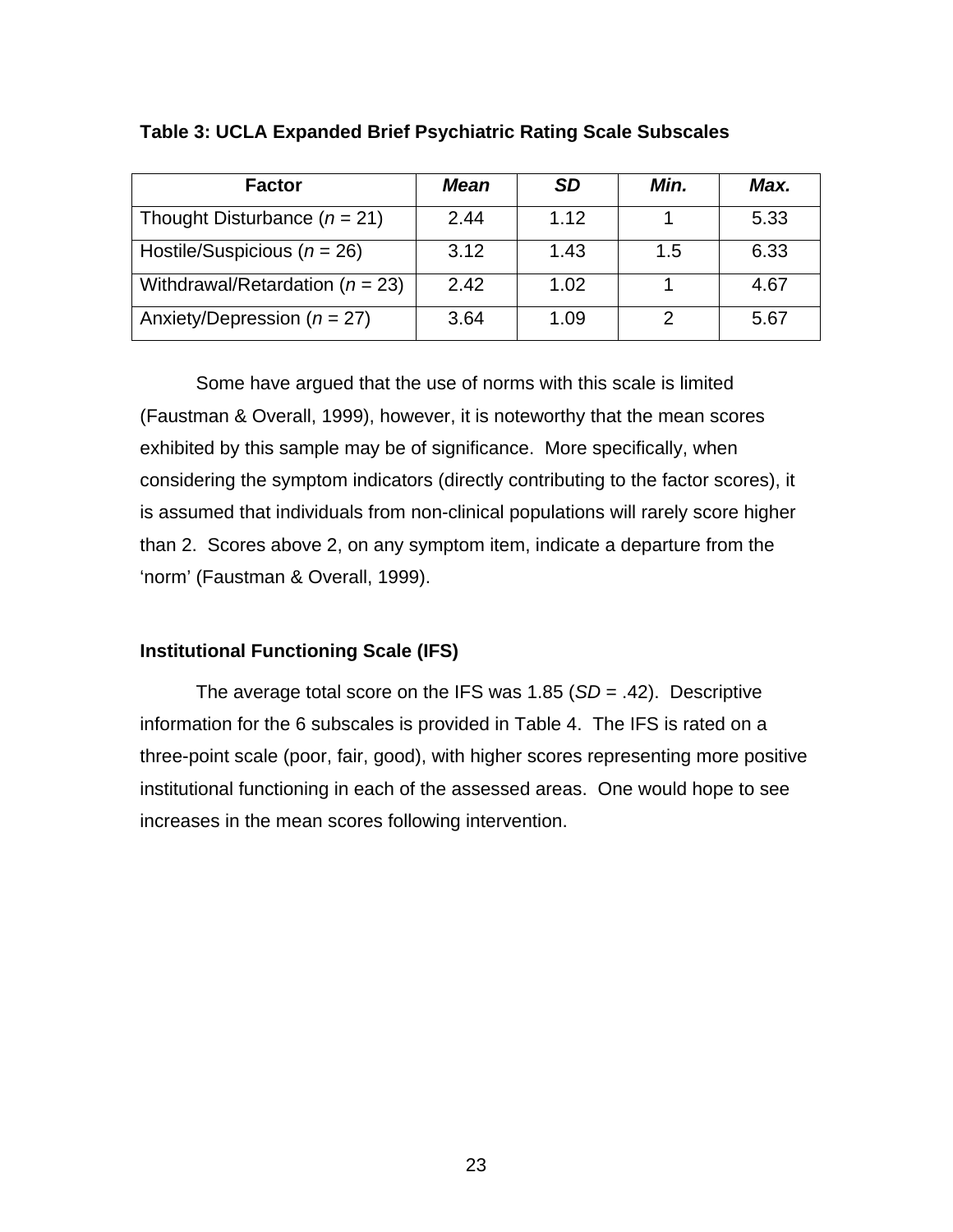**Table 3: UCLA Expanded Brief Psychiatric Rating Scale Subscales**

| Factor | *Mean* | *SD* | *Min.* | *Max.* |
|---|---|---|---|---|
| Thought Disturbance (*n* = 21) | 2.44 | 1.12 | 1 | 5.33 |
| Hostile/Suspicious (*n* = 26) | 3.12 | 1.43 | 1.5 | 6.33 |
| Withdrawal/Retardation (*n* = 23) | 2.42 | 1.02 | 1 | 4.67 |
| Anxiety/Depression (*n* = 27) | 3.64 | 1.09 | 2 | 5.67 |

Some have argued that the use of norms with this scale is limited (Faustman & Overall, 1999), however, it is noteworthy that the mean scores exhibited by this sample may be of significance. More specifically, when considering the symptom indicators (directly contributing to the factor scores), it is assumed that individuals from non-clinical populations will rarely score higher than 2. Scores above 2, on any symptom item, indicate a departure from the 'norm' (Faustman & Overall, 1999).

### Institutional Functioning Scale (IFS)

The average total score on the IFS was 1.85 (*SD* = .42). Descriptive information for the 6 subscales is provided in Table 4. The IFS is rated on a three-point scale (poor, fair, good), with higher scores representing more positive institutional functioning in each of the assessed areas. One would hope to see increases in the mean scores following intervention.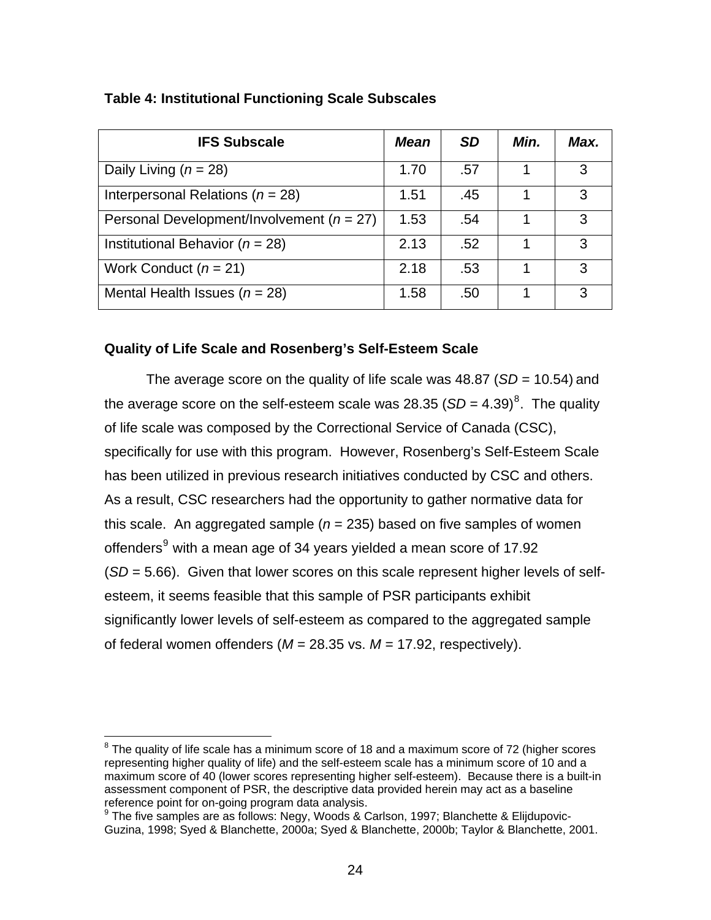**Table 4: Institutional Functioning Scale Subscales**

| IFS Subscale | *Mean* | *SD* | *Min.* | *Max.* |
|---|---|---|---|---|
| Daily Living (*n* = 28) | 1.70 | .57 | 1 | 3 |
| Interpersonal Relations (*n* = 28) | 1.51 | .45 | 1 | 3 |
| Personal Development/Involvement (*n* = 27) | 1.53 | .54 | 1 | 3 |
| Institutional Behavior (*n* = 28) | 2.13 | .52 | 1 | 3 |
| Work Conduct (*n* = 21) | 2.18 | .53 | 1 | 3 |
| Mental Health Issues (*n* = 28) | 1.58 | .50 | 1 | 3 |

### Quality of Life Scale and Rosenberg's Self-Esteem Scale

The average score on the quality of life scale was 48.87 (*SD* = 10.54) and the average score on the self-esteem scale was 28.35 (*SD* = 4.39)[8]. The quality of life scale was composed by the Correctional Service of Canada (CSC), specifically for use with this program. However, Rosenberg's Self-Esteem Scale has been utilized in previous research initiatives conducted by CSC and others. As a result, CSC researchers had the opportunity to gather normative data for this scale. An aggregated sample (*n* = 235) based on five samples of women offenders[9] with a mean age of 34 years yielded a mean score of 17.92 (*SD* = 5.66). Given that lower scores on this scale represent higher levels of self-esteem, it seems feasible that this sample of PSR participants exhibit significantly lower levels of self-esteem as compared to the aggregated sample of federal women offenders (*M* = 28.35 vs. *M* = 17.92, respectively).

---

[8] The quality of life scale has a minimum score of 18 and a maximum score of 72 (higher scores representing higher quality of life) and the self-esteem scale has a minimum score of 10 and a maximum score of 40 (lower scores representing higher self-esteem). Because there is a built-in assessment component of PSR, the descriptive data provided herein may act as a baseline reference point for on-going program data analysis.

[9] The five samples are as follows: Negy, Woods & Carlson, 1997; Blanchette & Elijdupovic-Guzina, 1998; Syed & Blanchette, 2000a; Syed & Blanchette, 2000b; Taylor & Blanchette, 2001.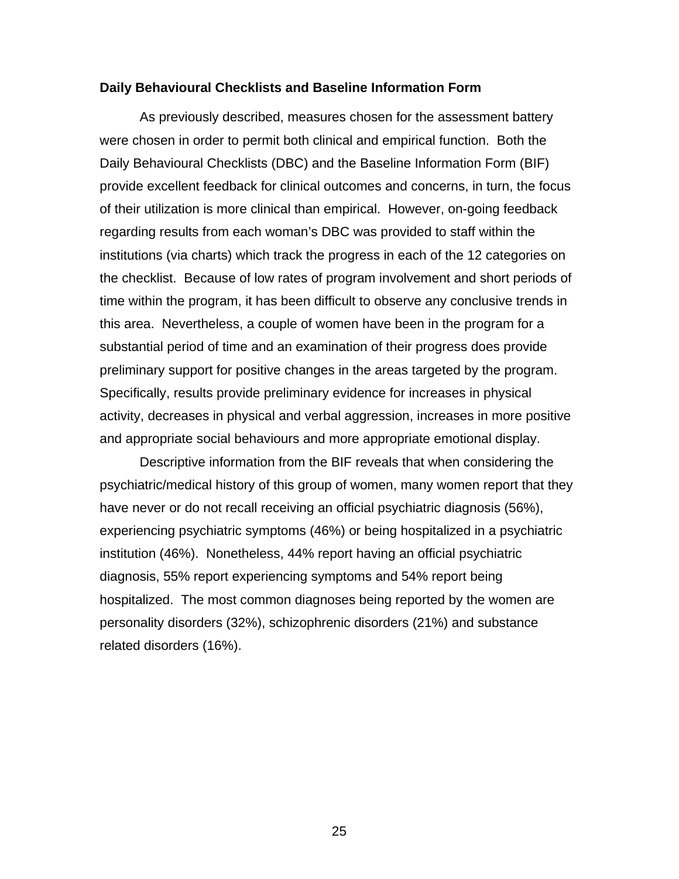### Daily Behavioural Checklists and Baseline Information Form

As previously described, measures chosen for the assessment battery were chosen in order to permit both clinical and empirical function. Both the Daily Behavioural Checklists (DBC) and the Baseline Information Form (BIF) provide excellent feedback for clinical outcomes and concerns, in turn, the focus of their utilization is more clinical than empirical. However, on-going feedback regarding results from each woman's DBC was provided to staff within the institutions (via charts) which track the progress in each of the 12 categories on the checklist. Because of low rates of program involvement and short periods of time within the program, it has been difficult to observe any conclusive trends in this area. Nevertheless, a couple of women have been in the program for a substantial period of time and an examination of their progress does provide preliminary support for positive changes in the areas targeted by the program. Specifically, results provide preliminary evidence for increases in physical activity, decreases in physical and verbal aggression, increases in more positive and appropriate social behaviours and more appropriate emotional display.

Descriptive information from the BIF reveals that when considering the psychiatric/medical history of this group of women, many women report that they have never or do not recall receiving an official psychiatric diagnosis (56%), experiencing psychiatric symptoms (46%) or being hospitalized in a psychiatric institution (46%). Nonetheless, 44% report having an official psychiatric diagnosis, 55% report experiencing symptoms and 54% report being hospitalized. The most common diagnoses being reported by the women are personality disorders (32%), schizophrenic disorders (21%) and substance related disorders (16%).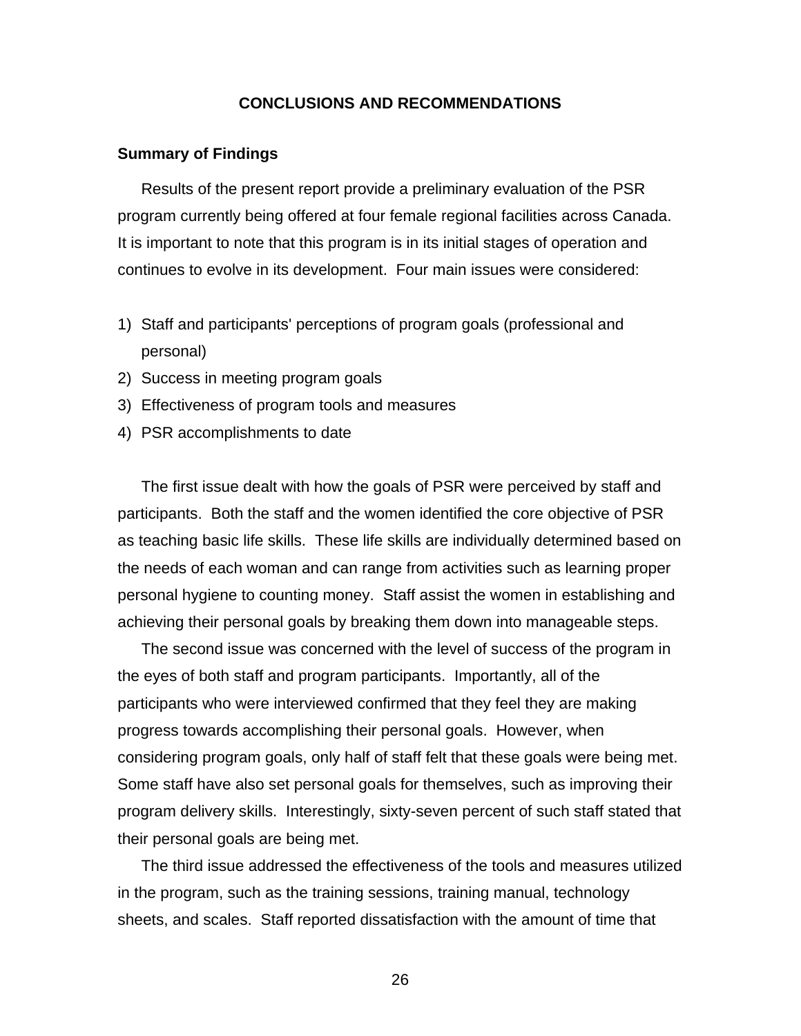# CONCLUSIONS AND RECOMMENDATIONS

## Summary of Findings

Results of the present report provide a preliminary evaluation of the PSR program currently being offered at four female regional facilities across Canada. It is important to note that this program is in its initial stages of operation and continues to evolve in its development. Four main issues were considered:

1) Staff and participants' perceptions of program goals (professional and personal)
2) Success in meeting program goals
3) Effectiveness of program tools and measures
4) PSR accomplishments to date

The first issue dealt with how the goals of PSR were perceived by staff and participants. Both the staff and the women identified the core objective of PSR as teaching basic life skills. These life skills are individually determined based on the needs of each woman and can range from activities such as learning proper personal hygiene to counting money. Staff assist the women in establishing and achieving their personal goals by breaking them down into manageable steps.

The second issue was concerned with the level of success of the program in the eyes of both staff and program participants. Importantly, all of the participants who were interviewed confirmed that they feel they are making progress towards accomplishing their personal goals. However, when considering program goals, only half of staff felt that these goals were being met. Some staff have also set personal goals for themselves, such as improving their program delivery skills. Interestingly, sixty-seven percent of such staff stated that their personal goals are being met.

The third issue addressed the effectiveness of the tools and measures utilized in the program, such as the training sessions, training manual, technology sheets, and scales. Staff reported dissatisfaction with the amount of time that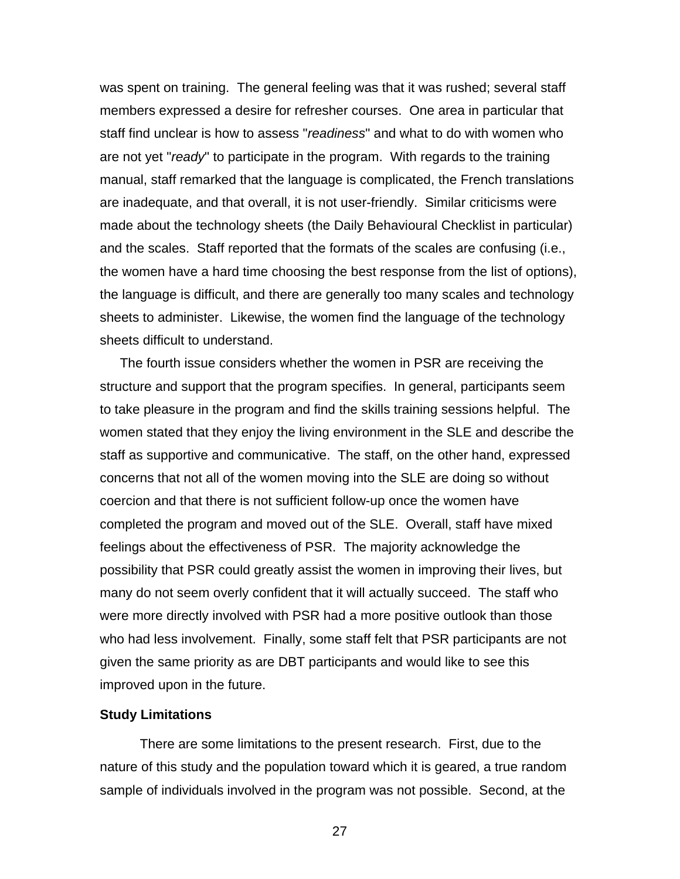was spent on training. The general feeling was that it was rushed; several staff members expressed a desire for refresher courses. One area in particular that staff find unclear is how to assess "*readiness*" and what to do with women who are not yet "*ready*" to participate in the program. With regards to the training manual, staff remarked that the language is complicated, the French translations are inadequate, and that overall, it is not user-friendly. Similar criticisms were made about the technology sheets (the Daily Behavioural Checklist in particular) and the scales. Staff reported that the formats of the scales are confusing (i.e., the women have a hard time choosing the best response from the list of options), the language is difficult, and there are generally too many scales and technology sheets to administer. Likewise, the women find the language of the technology sheets difficult to understand.

The fourth issue considers whether the women in PSR are receiving the structure and support that the program specifies. In general, participants seem to take pleasure in the program and find the skills training sessions helpful. The women stated that they enjoy the living environment in the SLE and describe the staff as supportive and communicative. The staff, on the other hand, expressed concerns that not all of the women moving into the SLE are doing so without coercion and that there is not sufficient follow-up once the women have completed the program and moved out of the SLE. Overall, staff have mixed feelings about the effectiveness of PSR. The majority acknowledge the possibility that PSR could greatly assist the women in improving their lives, but many do not seem overly confident that it will actually succeed. The staff who were more directly involved with PSR had a more positive outlook than those who had less involvement. Finally, some staff felt that PSR participants are not given the same priority as are DBT participants and would like to see this improved upon in the future.

### Study Limitations

There are some limitations to the present research. First, due to the nature of this study and the population toward which it is geared, a true random sample of individuals involved in the program was not possible. Second, at the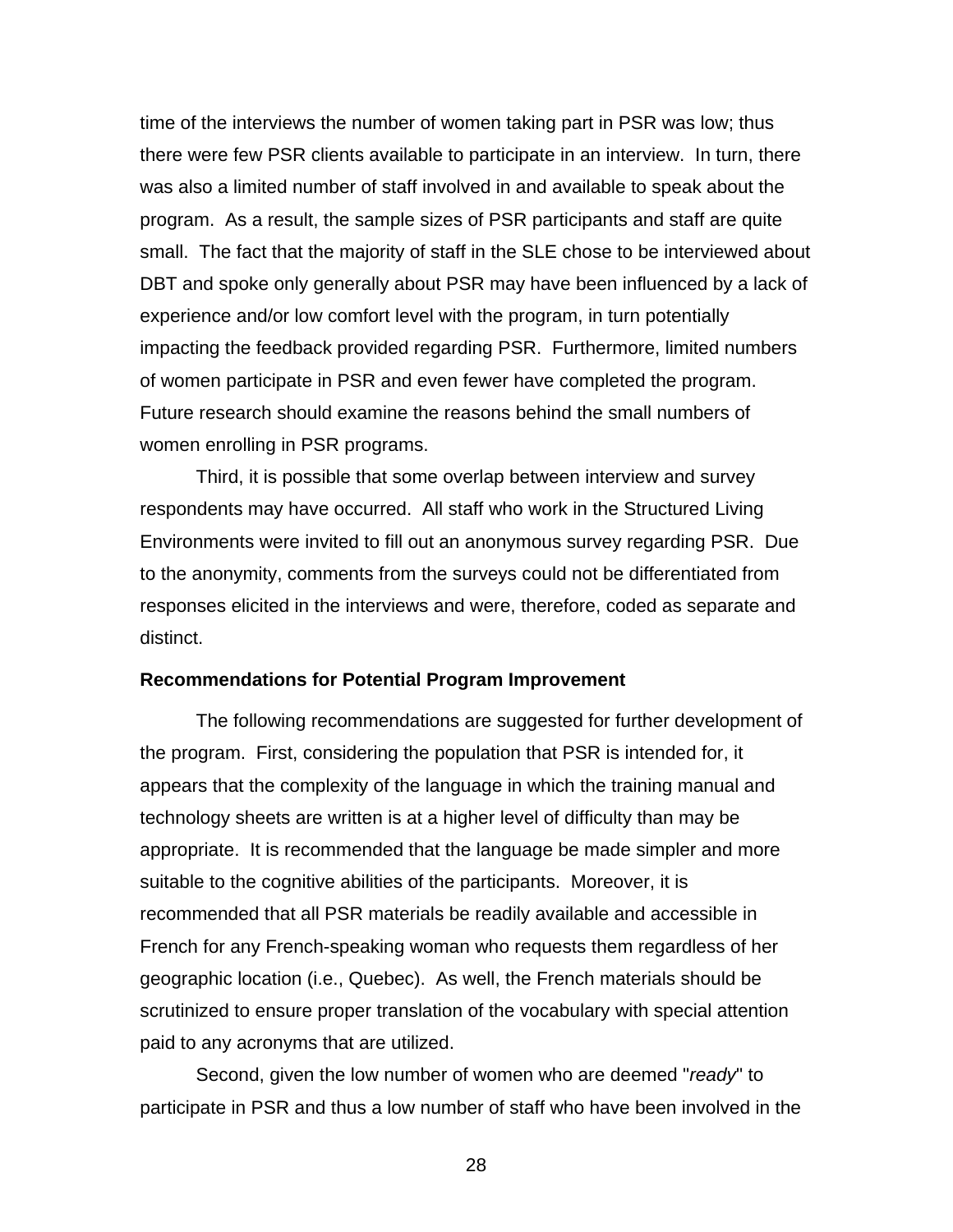time of the interviews the number of women taking part in PSR was low; thus there were few PSR clients available to participate in an interview. In turn, there was also a limited number of staff involved in and available to speak about the program. As a result, the sample sizes of PSR participants and staff are quite small. The fact that the majority of staff in the SLE chose to be interviewed about DBT and spoke only generally about PSR may have been influenced by a lack of experience and/or low comfort level with the program, in turn potentially impacting the feedback provided regarding PSR. Furthermore, limited numbers of women participate in PSR and even fewer have completed the program. Future research should examine the reasons behind the small numbers of women enrolling in PSR programs.

Third, it is possible that some overlap between interview and survey respondents may have occurred. All staff who work in the Structured Living Environments were invited to fill out an anonymous survey regarding PSR. Due to the anonymity, comments from the surveys could not be differentiated from responses elicited in the interviews and were, therefore, coded as separate and distinct.

**Recommendations for Potential Program Improvement**

The following recommendations are suggested for further development of the program. First, considering the population that PSR is intended for, it appears that the complexity of the language in which the training manual and technology sheets are written is at a higher level of difficulty than may be appropriate. It is recommended that the language be made simpler and more suitable to the cognitive abilities of the participants. Moreover, it is recommended that all PSR materials be readily available and accessible in French for any French-speaking woman who requests them regardless of her geographic location (i.e., Quebec). As well, the French materials should be scrutinized to ensure proper translation of the vocabulary with special attention paid to any acronyms that are utilized.

Second, given the low number of women who are deemed "*ready*" to participate in PSR and thus a low number of staff who have been involved in the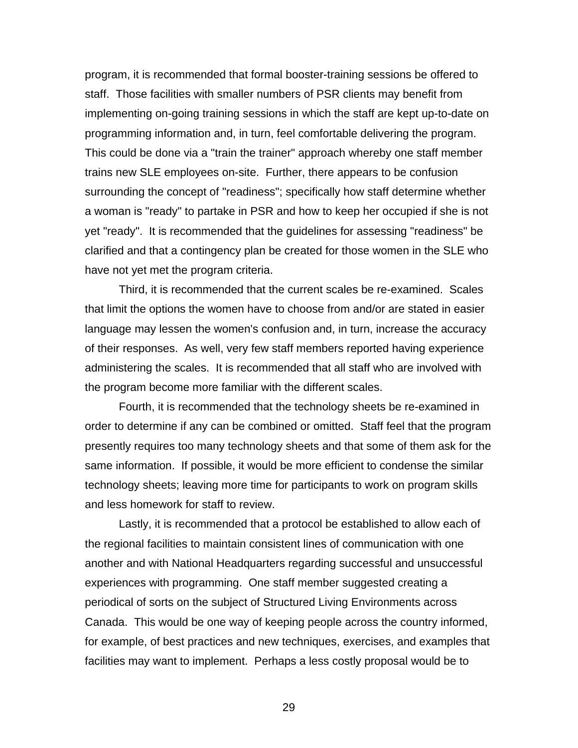program, it is recommended that formal booster-training sessions be offered to staff. Those facilities with smaller numbers of PSR clients may benefit from implementing on-going training sessions in which the staff are kept up-to-date on programming information and, in turn, feel comfortable delivering the program. This could be done via a "train the trainer" approach whereby one staff member trains new SLE employees on-site. Further, there appears to be confusion surrounding the concept of "readiness"; specifically how staff determine whether a woman is "ready" to partake in PSR and how to keep her occupied if she is not yet "ready". It is recommended that the guidelines for assessing "readiness" be clarified and that a contingency plan be created for those women in the SLE who have not yet met the program criteria.

Third, it is recommended that the current scales be re-examined. Scales that limit the options the women have to choose from and/or are stated in easier language may lessen the women's confusion and, in turn, increase the accuracy of their responses. As well, very few staff members reported having experience administering the scales. It is recommended that all staff who are involved with the program become more familiar with the different scales.

Fourth, it is recommended that the technology sheets be re-examined in order to determine if any can be combined or omitted. Staff feel that the program presently requires too many technology sheets and that some of them ask for the same information. If possible, it would be more efficient to condense the similar technology sheets; leaving more time for participants to work on program skills and less homework for staff to review.

Lastly, it is recommended that a protocol be established to allow each of the regional facilities to maintain consistent lines of communication with one another and with National Headquarters regarding successful and unsuccessful experiences with programming. One staff member suggested creating a periodical of sorts on the subject of Structured Living Environments across Canada. This would be one way of keeping people across the country informed, for example, of best practices and new techniques, exercises, and examples that facilities may want to implement. Perhaps a less costly proposal would be to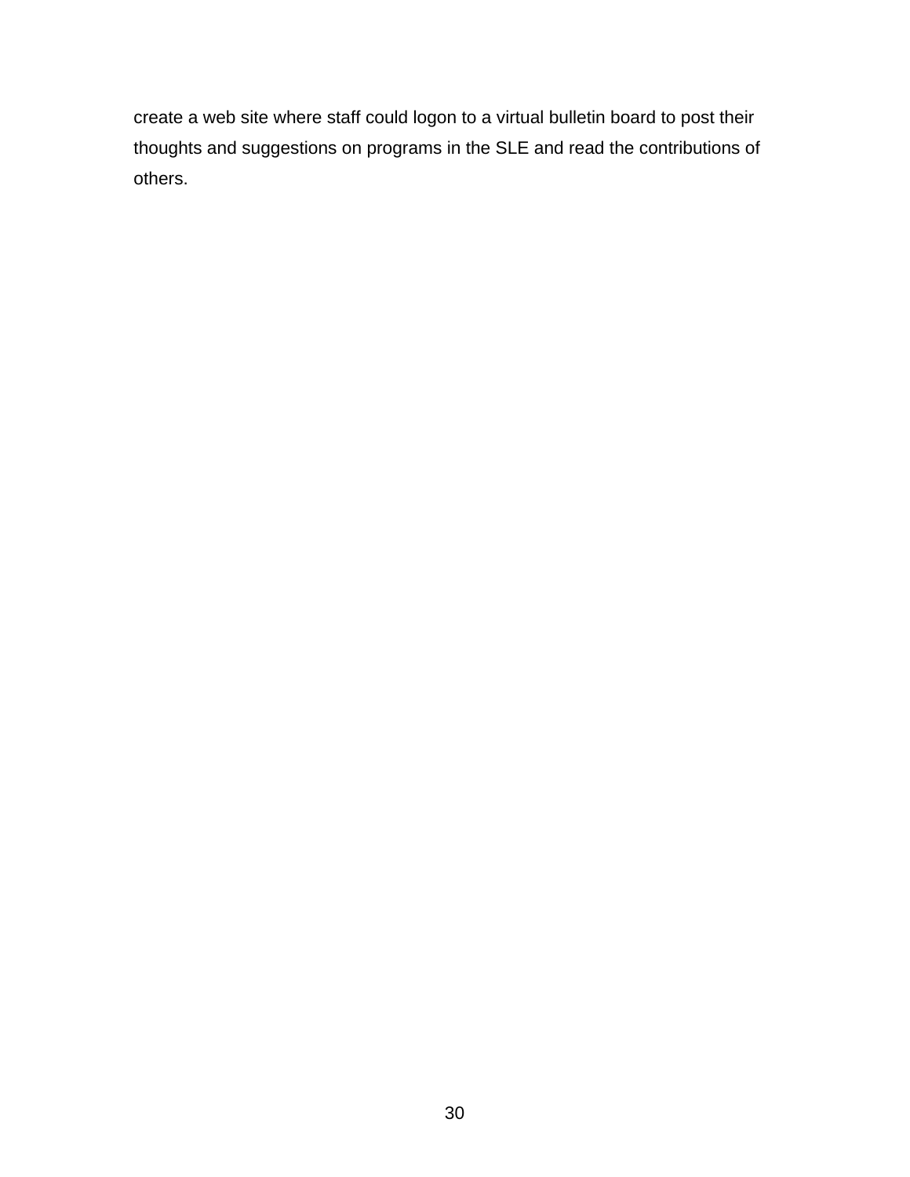create a web site where staff could logon to a virtual bulletin board to post their thoughts and suggestions on programs in the SLE and read the contributions of others.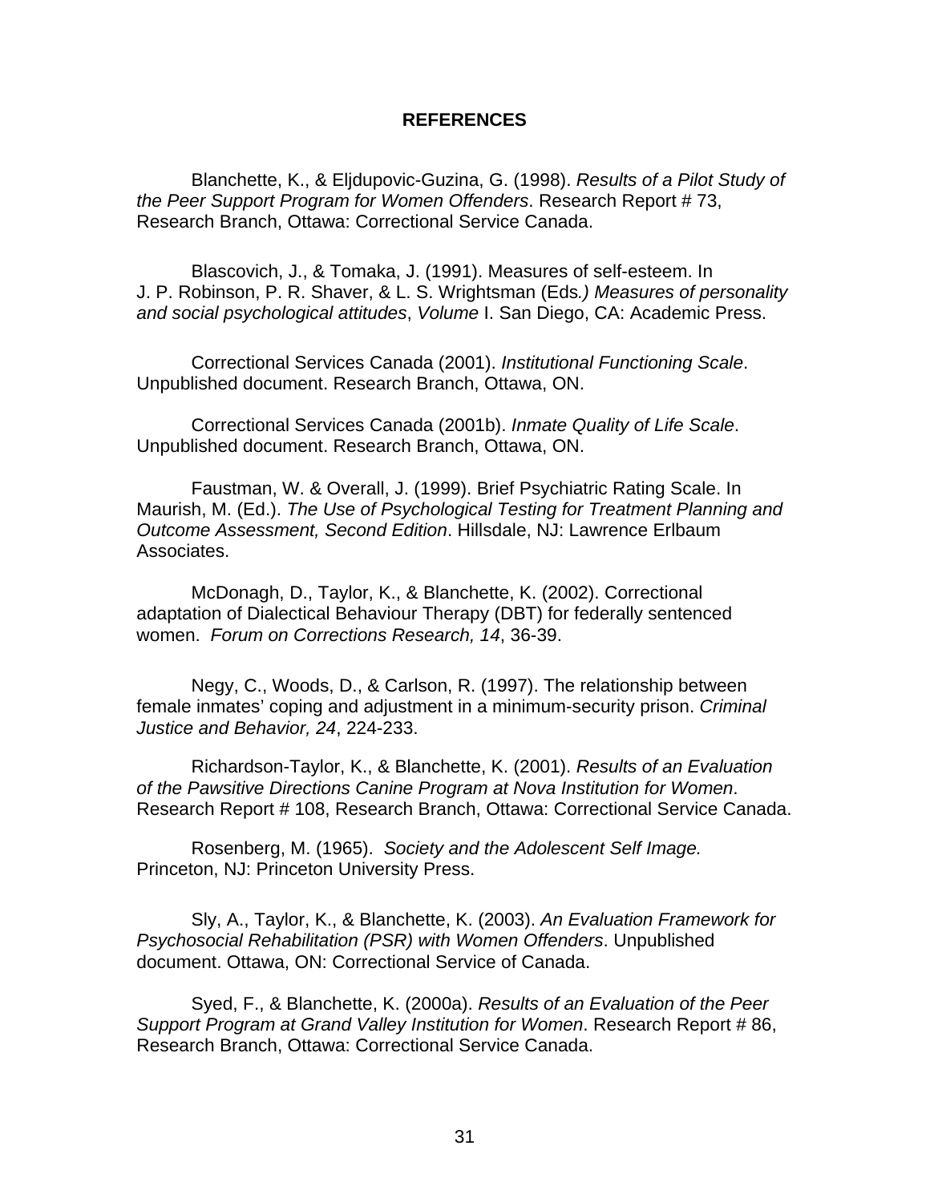# REFERENCES

Blanchette, K., & Eljdupovic-Guzina, G. (1998). *Results of a Pilot Study of the Peer Support Program for Women Offenders*. Research Report # 73, Research Branch, Ottawa: Correctional Service Canada.

Blascovich, J., & Tomaka, J. (1991). Measures of self-esteem. In J. P. Robinson, P. R. Shaver, & L. S. Wrightsman (Eds*.) Measures of personality and social psychological attitudes*, *Volume* I. San Diego, CA: Academic Press.

Correctional Services Canada (2001). *Institutional Functioning Scale*. Unpublished document. Research Branch, Ottawa, ON.

Correctional Services Canada (2001b). *Inmate Quality of Life Scale*. Unpublished document. Research Branch, Ottawa, ON.

Faustman, W. & Overall, J. (1999). Brief Psychiatric Rating Scale. In Maurish, M. (Ed.). *The Use of Psychological Testing for Treatment Planning and Outcome Assessment, Second Edition*. Hillsdale, NJ: Lawrence Erlbaum Associates.

McDonagh, D., Taylor, K., & Blanchette, K. (2002). Correctional adaptation of Dialectical Behaviour Therapy (DBT) for federally sentenced women. *Forum on Corrections Research, 14*, 36-39.

Negy, C., Woods, D., & Carlson, R. (1997). The relationship between female inmates' coping and adjustment in a minimum-security prison. *Criminal Justice and Behavior, 24*, 224-233.

Richardson-Taylor, K., & Blanchette, K. (2001). *Results of an Evaluation of the Pawsitive Directions Canine Program at Nova Institution for Women*. Research Report # 108, Research Branch, Ottawa: Correctional Service Canada.

Rosenberg, M. (1965). *Society and the Adolescent Self Image.* Princeton, NJ: Princeton University Press.

Sly, A., Taylor, K., & Blanchette, K. (2003). *An Evaluation Framework for Psychosocial Rehabilitation (PSR) with Women Offenders*. Unpublished document. Ottawa, ON: Correctional Service of Canada.

Syed, F., & Blanchette, K. (2000a). *Results of an Evaluation of the Peer Support Program at Grand Valley Institution for Women*. Research Report # 86, Research Branch, Ottawa: Correctional Service Canada.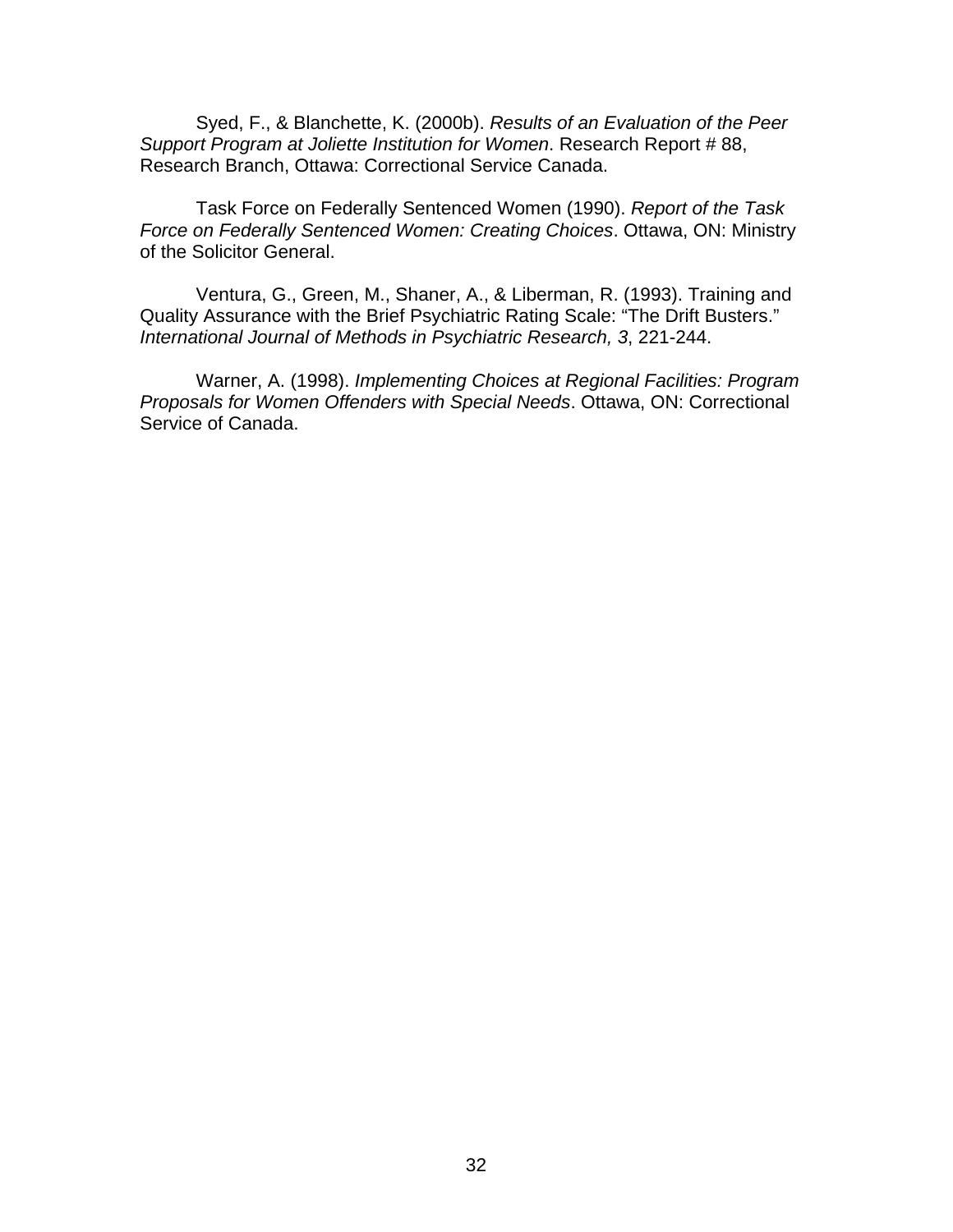Syed, F., & Blanchette, K. (2000b). *Results of an Evaluation of the Peer Support Program at Joliette Institution for Women*. Research Report # 88, Research Branch, Ottawa: Correctional Service Canada.

Task Force on Federally Sentenced Women (1990). *Report of the Task Force on Federally Sentenced Women: Creating Choices*. Ottawa, ON: Ministry of the Solicitor General.

Ventura, G., Green, M., Shaner, A., & Liberman, R. (1993). Training and Quality Assurance with the Brief Psychiatric Rating Scale: "The Drift Busters." *International Journal of Methods in Psychiatric Research, 3*, 221-244.

Warner, A. (1998). *Implementing Choices at Regional Facilities: Program Proposals for Women Offenders with Special Needs*. Ottawa, ON: Correctional Service of Canada.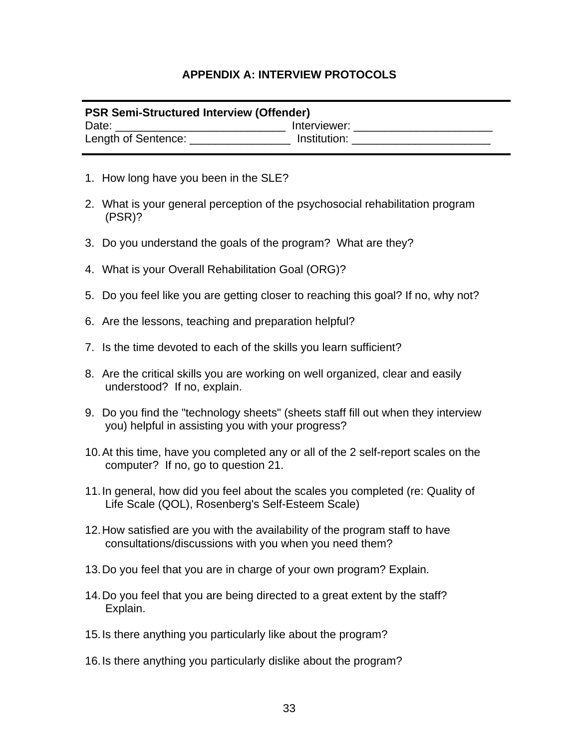# APPENDIX A: INTERVIEW PROTOCOLS

---

**PSR Semi-Structured Interview (Offender)**
Date: ___________________________ Interviewer: ______________________
Length of Sentence: ________________ Institution: ______________________

---

1. How long have you been in the SLE?
2. What is your general perception of the psychosocial rehabilitation program (PSR)?
3. Do you understand the goals of the program? What are they?
4. What is your Overall Rehabilitation Goal (ORG)?
5. Do you feel like you are getting closer to reaching this goal? If no, why not?
6. Are the lessons, teaching and preparation helpful?
7. Is the time devoted to each of the skills you learn sufficient?
8. Are the critical skills you are working on well organized, clear and easily understood? If no, explain.
9. Do you find the "technology sheets" (sheets staff fill out when they interview you) helpful in assisting you with your progress?
10. At this time, have you completed any or all of the 2 self-report scales on the computer? If no, go to question 21.
11. In general, how did you feel about the scales you completed (re: Quality of Life Scale (QOL), Rosenberg's Self-Esteem Scale)
12. How satisfied are you with the availability of the program staff to have consultations/discussions with you when you need them?
13. Do you feel that you are in charge of your own program? Explain.
14. Do you feel that you are being directed to a great extent by the staff? Explain.
15. Is there anything you particularly like about the program?
16. Is there anything you particularly dislike about the program?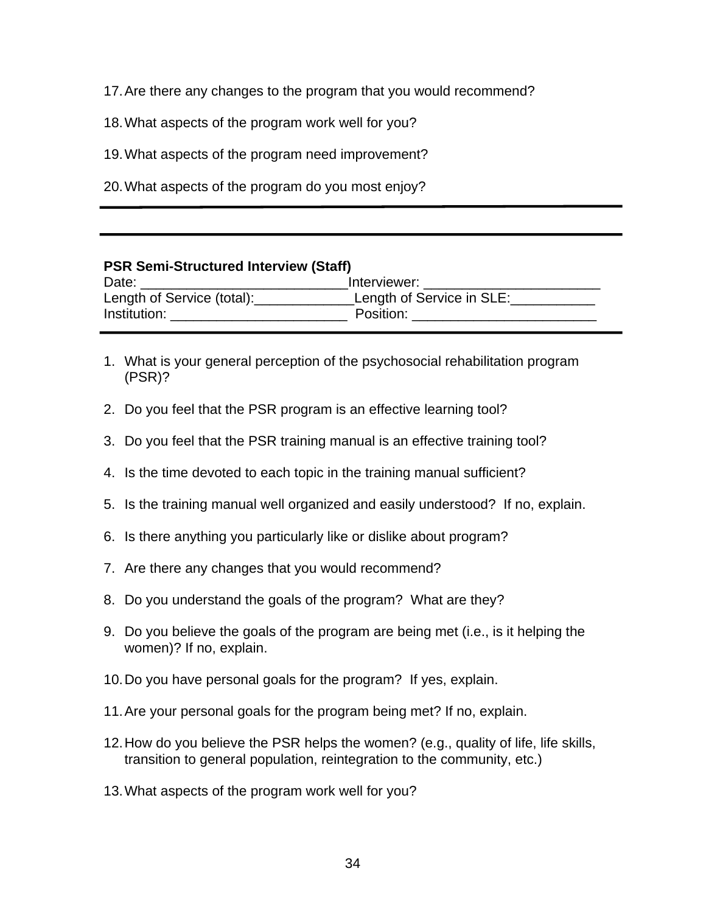17. Are there any changes to the program that you would recommend?

18. What aspects of the program work well for you?

19. What aspects of the program need improvement?

20. What aspects of the program do you most enjoy?

---

---

**PSR Semi-Structured Interview (Staff)**

Date: ___________________________Interviewer: _______________________

Length of Service (total):_____________Length of Service in SLE:___________

Institution: _______________________ Position: ________________________

---

1. What is your general perception of the psychosocial rehabilitation program (PSR)?

2. Do you feel that the PSR program is an effective learning tool?

3. Do you feel that the PSR training manual is an effective training tool?

4. Is the time devoted to each topic in the training manual sufficient?

5. Is the training manual well organized and easily understood? If no, explain.

6. Is there anything you particularly like or dislike about program?

7. Are there any changes that you would recommend?

8. Do you understand the goals of the program? What are they?

9. Do you believe the goals of the program are being met (i.e., is it helping the women)? If no, explain.

10. Do you have personal goals for the program? If yes, explain.

11. Are your personal goals for the program being met? If no, explain.

12. How do you believe the PSR helps the women? (e.g., quality of life, life skills, transition to general population, reintegration to the community, etc.)

13. What aspects of the program work well for you?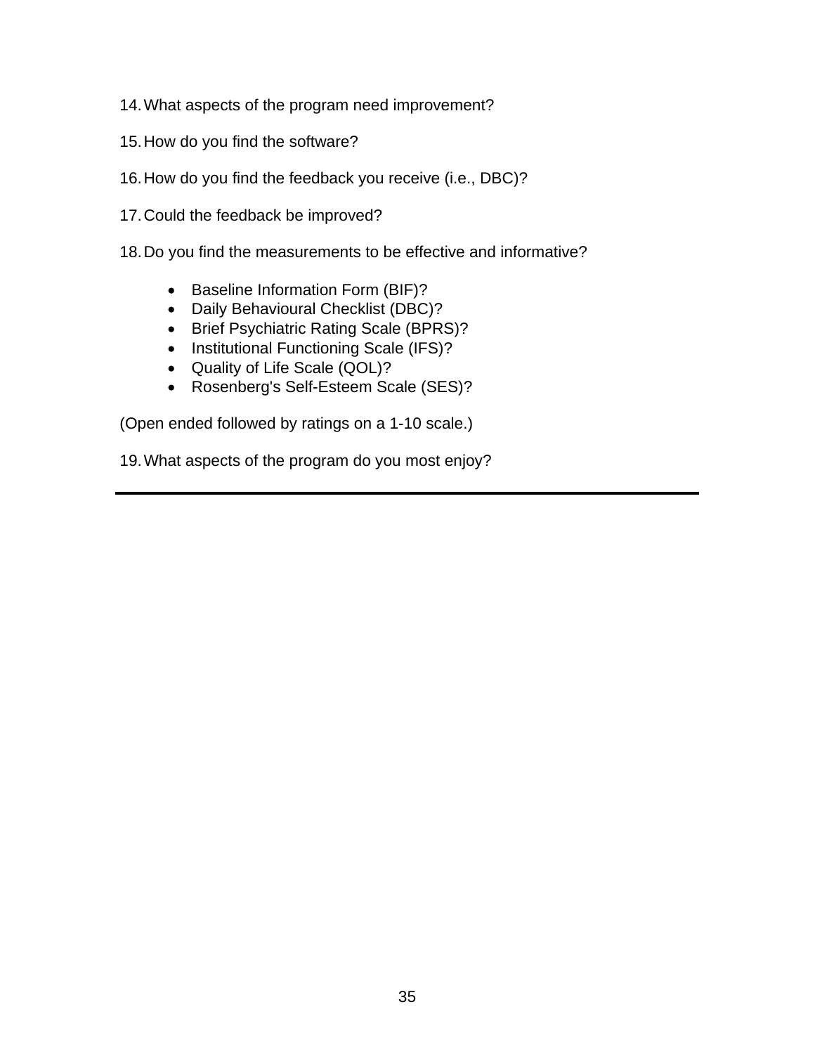14. What aspects of the program need improvement?

15. How do you find the software?

16. How do you find the feedback you receive (i.e., DBC)?

17. Could the feedback be improved?

18. Do you find the measurements to be effective and informative?

    - Baseline Information Form (BIF)?
    - Daily Behavioural Checklist (DBC)?
    - Brief Psychiatric Rating Scale (BPRS)?
    - Institutional Functioning Scale (IFS)?
    - Quality of Life Scale (QOL)?
    - Rosenberg's Self-Esteem Scale (SES)?

(Open ended followed by ratings on a 1-10 scale.)

19. What aspects of the program do you most enjoy?

---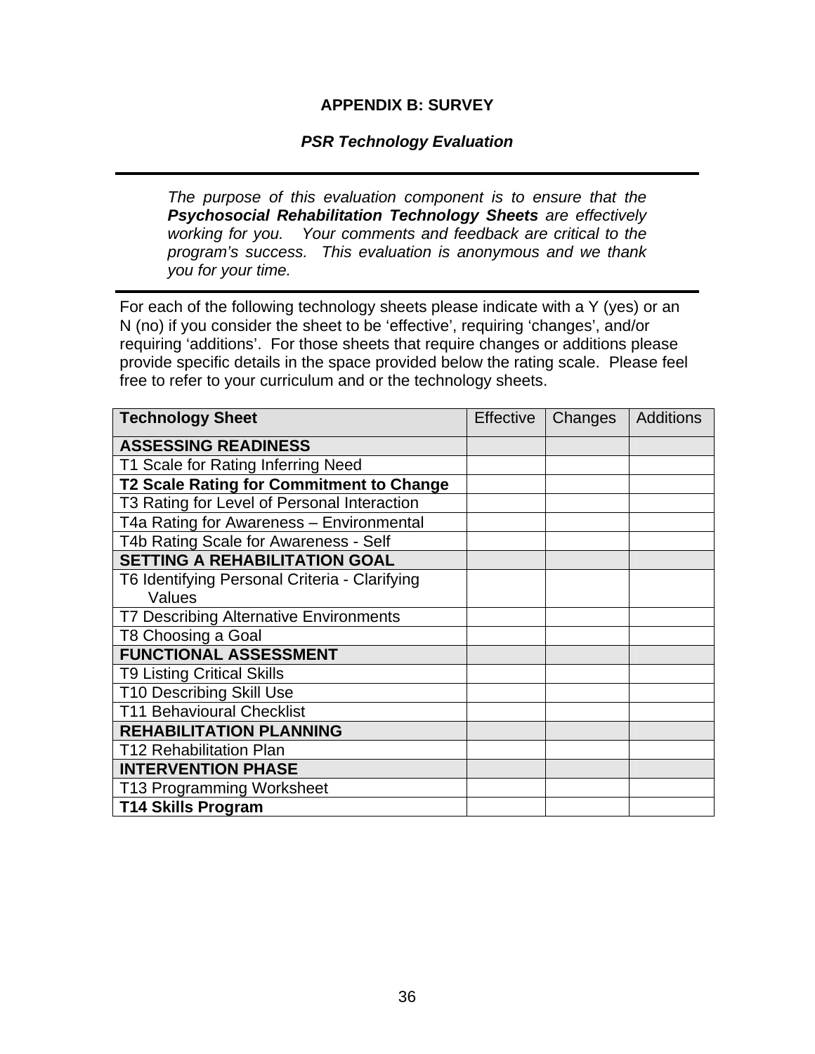## APPENDIX B: SURVEY

### *PSR Technology Evaluation*

---

*The purpose of this evaluation component is to ensure that the **Psychosocial Rehabilitation Technology Sheets** are effectively working for you. Your comments and feedback are critical to the program's success. This evaluation is anonymous and we thank you for your time.*

---

For each of the following technology sheets please indicate with a Y (yes) or an N (no) if you consider the sheet to be 'effective', requiring 'changes', and/or requiring 'additions'. For those sheets that require changes or additions please provide specific details in the space provided below the rating scale. Please feel free to refer to your curriculum and or the technology sheets.

| **Technology Sheet** | Effective | Changes | Additions |
|---|---|---|---|
| **ASSESSING READINESS** | | | |
| T1 Scale for Rating Inferring Need | | | |
| **T2 Scale Rating for Commitment to Change** | | | |
| T3 Rating for Level of Personal Interaction | | | |
| T4a Rating for Awareness – Environmental | | | |
| T4b Rating Scale for Awareness - Self | | | |
| **SETTING A REHABILITATION GOAL** | | | |
| T6 Identifying Personal Criteria - Clarifying Values | | | |
| T7 Describing Alternative Environments | | | |
| T8 Choosing a Goal | | | |
| **FUNCTIONAL ASSESSMENT** | | | |
| T9 Listing Critical Skills | | | |
| T10 Describing Skill Use | | | |
| T11 Behavioural Checklist | | | |
| **REHABILITATION PLANNING** | | | |
| T12 Rehabilitation Plan | | | |
| **INTERVENTION PHASE** | | | |
| T13 Programming Worksheet | | | |
| **T14 Skills Program** | | | |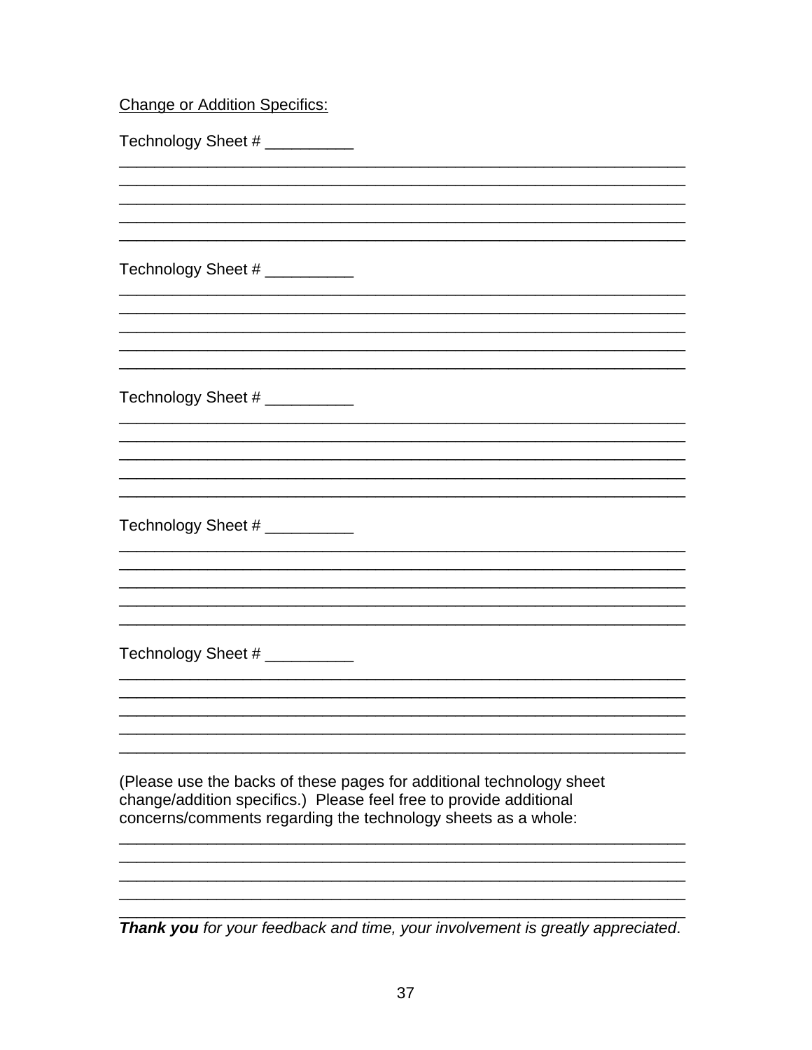Change or Addition Specifics:

Technology Sheet # __________

_________________________________________________________________
_________________________________________________________________
_________________________________________________________________
_________________________________________________________________
_________________________________________________________________

Technology Sheet # __________

_________________________________________________________________
_________________________________________________________________
_________________________________________________________________
_________________________________________________________________
_________________________________________________________________

Technology Sheet # __________

_________________________________________________________________
_________________________________________________________________
_________________________________________________________________
_________________________________________________________________
_________________________________________________________________

Technology Sheet # __________

_________________________________________________________________
_________________________________________________________________
_________________________________________________________________
_________________________________________________________________
_________________________________________________________________

Technology Sheet # __________

_________________________________________________________________
_________________________________________________________________
_________________________________________________________________
_________________________________________________________________
_________________________________________________________________

(Please use the backs of these pages for additional technology sheet change/addition specifics.) Please feel free to provide additional concerns/comments regarding the technology sheets as a whole:

_________________________________________________________________
_________________________________________________________________
_________________________________________________________________
_________________________________________________________________
_________________________________________________________________

***Thank you** for your feedback and time, your involvement is greatly appreciated.*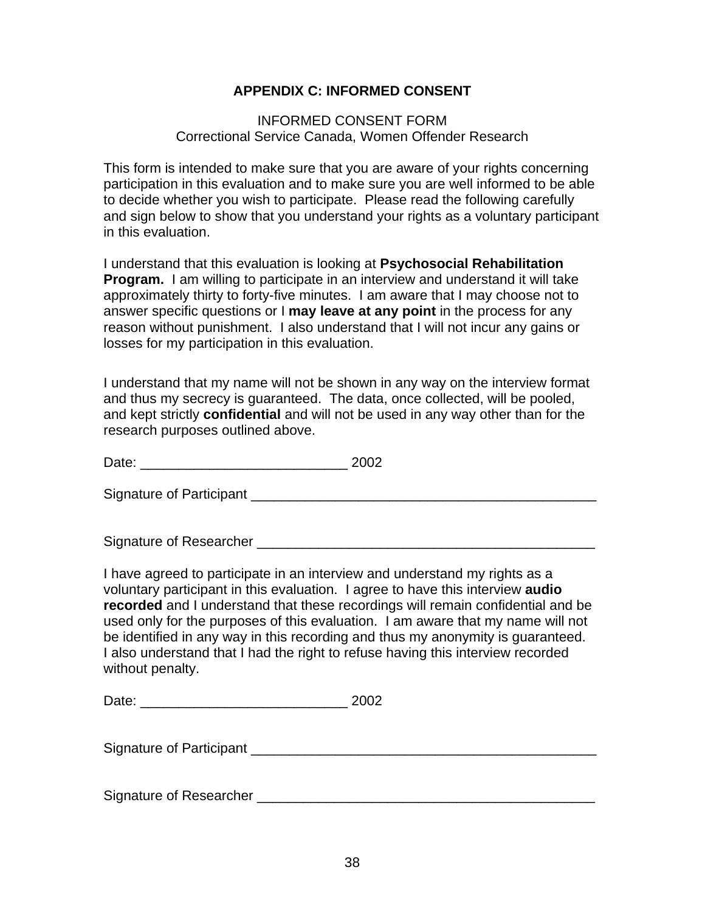## APPENDIX C: INFORMED CONSENT

INFORMED CONSENT FORM
Correctional Service Canada, Women Offender Research

This form is intended to make sure that you are aware of your rights concerning participation in this evaluation and to make sure you are well informed to be able to decide whether you wish to participate. Please read the following carefully and sign below to show that you understand your rights as a voluntary participant in this evaluation.

I understand that this evaluation is looking at **Psychosocial Rehabilitation Program.** I am willing to participate in an interview and understand it will take approximately thirty to forty-five minutes. I am aware that I may choose not to answer specific questions or I **may leave at any point** in the process for any reason without punishment. I also understand that I will not incur any gains or losses for my participation in this evaluation.

I understand that my name will not be shown in any way on the interview format and thus my secrecy is guaranteed. The data, once collected, will be pooled, and kept strictly **confidential** and will not be used in any way other than for the research purposes outlined above.

Date: ___________________________ 2002

Signature of Participant _____________________________________________

Signature of Researcher ____________________________________________

I have agreed to participate in an interview and understand my rights as a voluntary participant in this evaluation. I agree to have this interview **audio recorded** and I understand that these recordings will remain confidential and be used only for the purposes of this evaluation. I am aware that my name will not be identified in any way in this recording and thus my anonymity is guaranteed. I also understand that I had the right to refuse having this interview recorded without penalty.

Date: ___________________________ 2002

Signature of Participant _____________________________________________

Signature of Researcher ____________________________________________